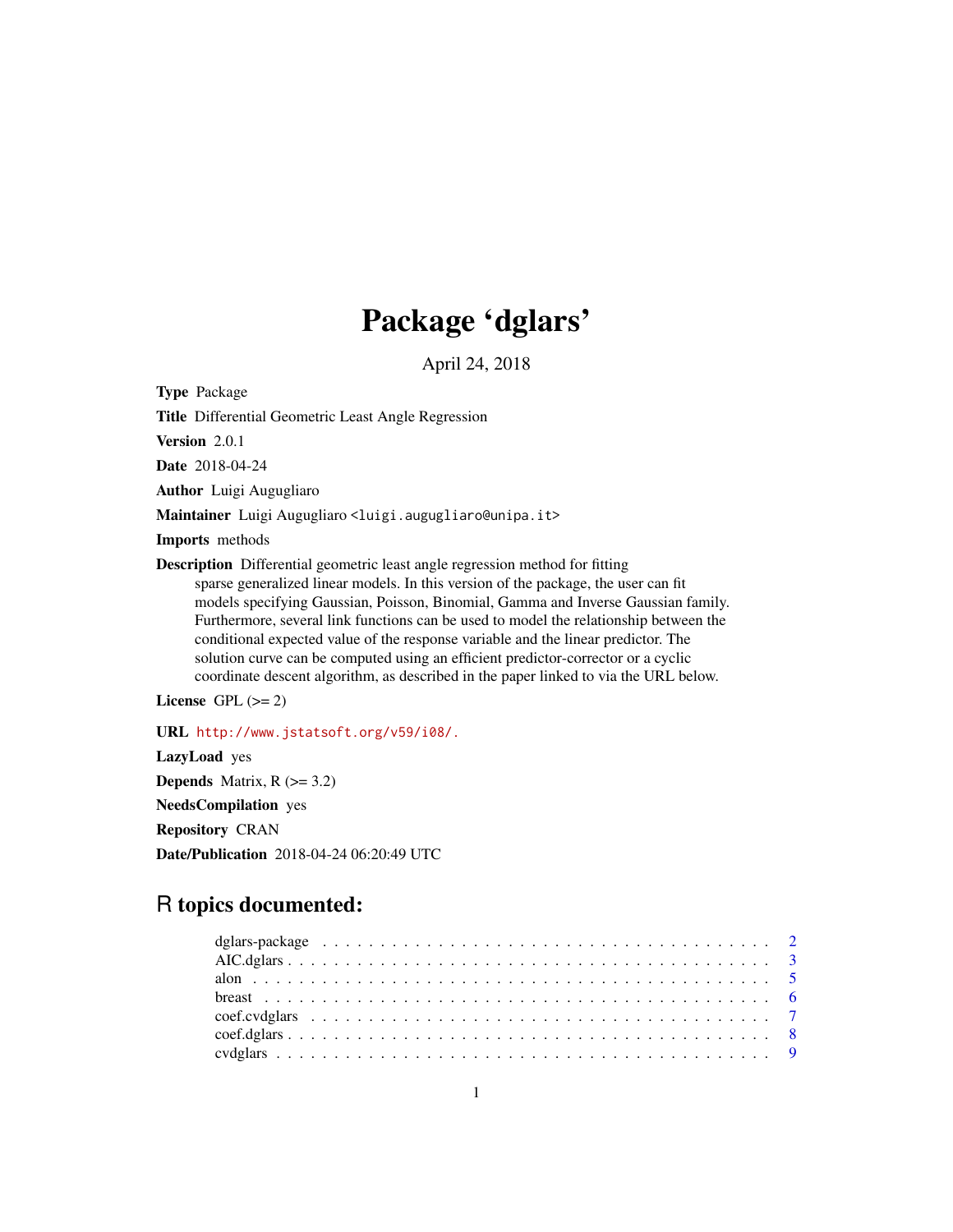# Package 'dglars'

April 24, 2018

**Type** Package

**Title** Differential Geometric Least Angle Regression

**Version** 2.0.1

**Date** 2018-04-24

**Author** Luigi Augugliaro

**Maintainer** Luigi Augugliaro <luigi.augugliaro@unipa.it>

**Imports** methods

**Description** Differential geometric least angle regression method for fitting sparse generalized linear models. In this version of the package, the user can fit models specifying Gaussian, Poisson, Binomial, Gamma and Inverse Gaussian family. Furthermore, several link functions can be used to model the relationship between the conditional expected value of the response variable and the linear predictor. The solution curve can be computed using an efficient predictor-corrector or a cyclic coordinate descent algorithm, as described in the paper linked to via the URL below.

**License** GPL (>= 2)

**URL** http://www.jstatsoft.org/v59/i08/.

**LazyLoad** yes

**Depends** Matrix, R (>= 3.2)

**NeedsCompilation** yes

**Repository** CRAN

**Date/Publication** 2018-04-24 06:20:49 UTC

## R topics documented:

dglars-package . . . . . . . . . . . . . . . . . . . . . . . . . . . . . . . . . . . . . . 2
AIC.dglars . . . . . . . . . . . . . . . . . . . . . . . . . . . . . . . . . . . . . . . . . 3
alon . . . . . . . . . . . . . . . . . . . . . . . . . . . . . . . . . . . . . . . . . . . . 5
breast . . . . . . . . . . . . . . . . . . . . . . . . . . . . . . . . . . . . . . . . . . . 6
coef.cvdglars . . . . . . . . . . . . . . . . . . . . . . . . . . . . . . . . . . . . . . . 7
coef.dglars . . . . . . . . . . . . . . . . . . . . . . . . . . . . . . . . . . . . . . . . 8
cvdglars . . . . . . . . . . . . . . . . . . . . . . . . . . . . . . . . . . . . . . . . . . 9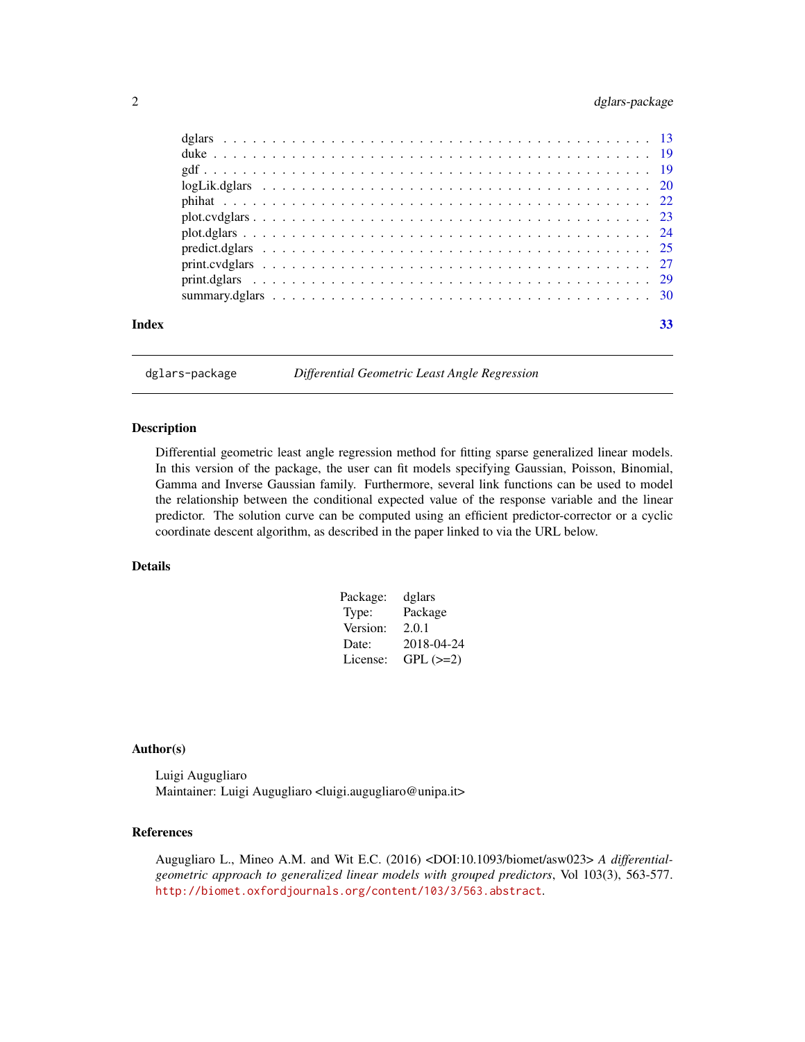| | |
|---|---|
| dglars | 13 |
| duke | 19 |
| gdf | 19 |
| logLik.dglars | 20 |
| phihat | 22 |
| plot.cvdglars | 23 |
| plot.dglars | 24 |
| predict.dglars | 25 |
| print.cvdglars | 27 |
| print.dglars | 29 |
| summary.dglars | 30 |

**Index** **33**

---

`dglars-package` *Differential Geometric Least Angle Regression*

---

## Description

Differential geometric least angle regression method for fitting sparse generalized linear models. In this version of the package, the user can fit models specifying Gaussian, Poisson, Binomial, Gamma and Inverse Gaussian family. Furthermore, several link functions can be used to model the relationship between the conditional expected value of the response variable and the linear predictor. The solution curve can be computed using an efficient predictor-corrector or a cyclic coordinate descent algorithm, as described in the paper linked to via the URL below.

## Details

| | |
|---|---|
| Package: | dglars |
| Type: | Package |
| Version: | 2.0.1 |
| Date: | 2018-04-24 |
| License: | GPL (>=2) |

## Author(s)

Luigi Augugliaro
Maintainer: Luigi Augugliaro <luigi.augugliaro@unipa.it>

## References

Augugliaro L., Mineo A.M. and Wit E.C. (2016) <DOI:10.1093/biomet/asw023> *A differential-geometric approach to generalized linear models with grouped predictors*, Vol 103(3), 563-577. `http://biomet.oxfordjournals.org/content/103/3/563.abstract`.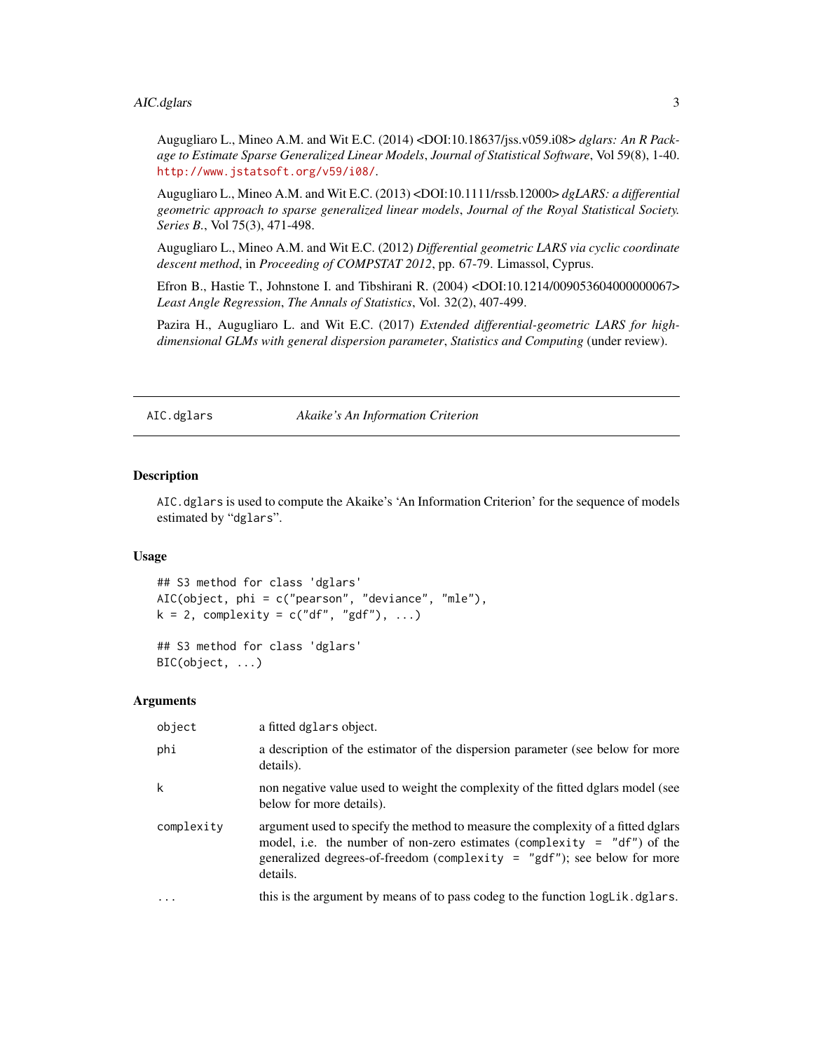Augugliaro L., Mineo A.M. and Wit E.C. (2014) <DOI:10.18637/jss.v059.i08> *dglars: An R Package to Estimate Sparse Generalized Linear Models*, *Journal of Statistical Software*, Vol 59(8), 1-40. http://www.jstatsoft.org/v59/i08/.

Augugliaro L., Mineo A.M. and Wit E.C. (2013) <DOI:10.1111/rssb.12000> *dgLARS: a differential geometric approach to sparse generalized linear models*, *Journal of the Royal Statistical Society. Series B.*, Vol 75(3), 471-498.

Augugliaro L., Mineo A.M. and Wit E.C. (2012) *Differential geometric LARS via cyclic coordinate descent method*, in *Proceeding of COMPSTAT 2012*, pp. 67-79. Limassol, Cyprus.

Efron B., Hastie T., Johnstone I. and Tibshirani R. (2004) <DOI:10.1214/009053604000000067> *Least Angle Regression*, *The Annals of Statistics*, Vol. 32(2), 407-499.

Pazira H., Augugliaro L. and Wit E.C. (2017) *Extended differential-geometric LARS for high-dimensional GLMs with general dispersion parameter*, *Statistics and Computing* (under review).

---

## AIC.dglars — *Akaike's An Information Criterion*

### Description

`AIC.dglars` is used to compute the Akaike's 'An Information Criterion' for the sequence of models estimated by "`dglars`".

### Usage

```
## S3 method for class 'dglars'
AIC(object, phi = c("pearson", "deviance", "mle"),
k = 2, complexity = c("df", "gdf"), ...)

## S3 method for class 'dglars'
BIC(object, ...)
```

### Arguments

| | |
|---|---|
| `object` | a fitted `dglars` object. |
| `phi` | a description of the estimator of the dispersion parameter (see below for more details). |
| `k` | non negative value used to weight the complexity of the fitted dglars model (see below for more details). |
| `complexity` | argument used to specify the method to measure the complexity of a fitted dglars model, i.e. the number of non-zero estimates (`complexity = "df"`) of the generalized degrees-of-freedom (`complexity = "gdf"`); see below for more details. |
| `...` | this is the argument by means of to pass codeg to the function `logLik.dglars`. |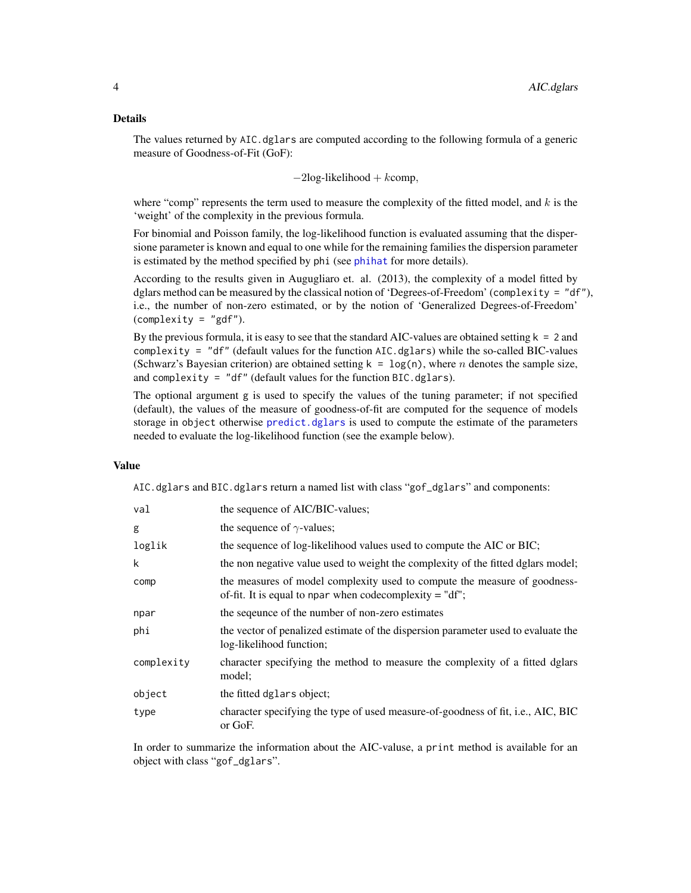### Details

The values returned by `AIC.dglars` are computed according to the following formula of a generic measure of Goodness-of-Fit (GoF):

$$-2\text{log-likelihood} + k\text{comp},$$

where "comp" represents the term used to measure the complexity of the fitted model, and $k$ is the 'weight' of the complexity in the previous formula.

For binomial and Poisson family, the log-likelihood function is evaluated assuming that the dispersione parameter is known and equal to one while for the remaining families the dispersion parameter is estimated by the method specified by `phi` (see `phihat` for more details).

According to the results given in Augugliaro et. al. (2013), the complexity of a model fitted by dglars method can be measured by the classical notion of 'Degrees-of-Freedom' (`complexity = "df"`), i.e., the number of non-zero estimated, or by the notion of 'Generalized Degrees-of-Freedom' (`complexity = "gdf"`).

By the previous formula, it is easy to see that the standard AIC-values are obtained setting `k = 2` and `complexity = "df"` (default values for the function `AIC.dglars`) while the so-called BIC-values (Schwarz's Bayesian criterion) are obtained setting `k = log(n)`, where $n$ denotes the sample size, and `complexity = "df"` (default values for the function `BIC.dglars`).

The optional argument `g` is used to specify the values of the tuning parameter; if not specified (default), the values of the measure of goodness-of-fit are computed for the sequence of models storage in `object` otherwise `predict.dglars` is used to compute the estimate of the parameters needed to evaluate the log-likelihood function (see the example below).

### Value

`AIC.dglars` and `BIC.dglars` return a named list with class "`gof_dglars`" and components:

| | |
|---|---|
| `val` | the sequence of AIC/BIC-values; |
| `g` | the sequence of $\gamma$-values; |
| `loglik` | the sequence of log-likelihood values used to compute the AIC or BIC; |
| `k` | the non negative value used to weight the complexity of the fitted dglars model; |
| `comp` | the measures of model complexity used to compute the measure of goodness-of-fit. It is equal to `npar` when codecomplexity = "df"; |
| `npar` | the seqeunce of the number of non-zero estimates |
| `phi` | the vector of penalized estimate of the dispersion parameter used to evaluate the log-likelihood function; |
| `complexity` | character specifying the method to measure the complexity of a fitted dglars model; |
| `object` | the fitted `dglars` object; |
| `type` | character specifying the type of used measure-of-goodness of fit, i.e., AIC, BIC or GoF. |

In order to summarize the information about the AIC-valuse, a `print` method is available for an object with class "`gof_dglars`".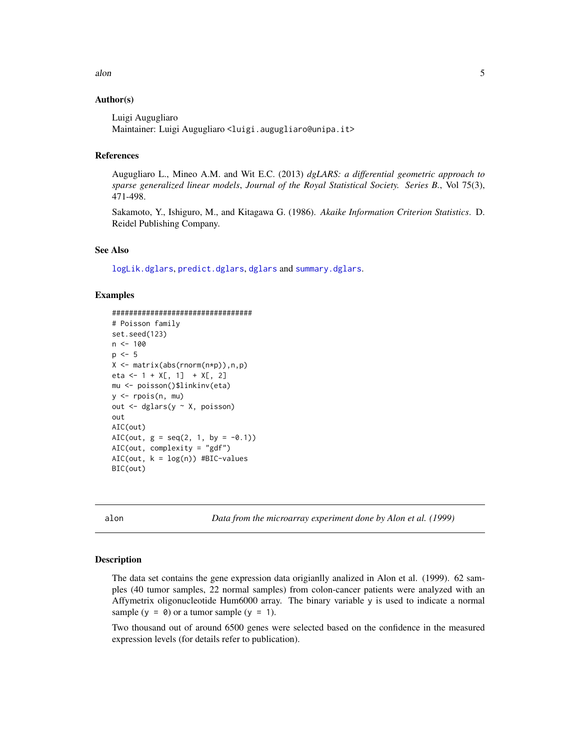### Author(s)

Luigi Augugliaro
Maintainer: Luigi Augugliaro <luigi.augugliaro@unipa.it>

### References

Augugliaro L., Mineo A.M. and Wit E.C. (2013) *dgLARS: a differential geometric approach to sparse generalized linear models*, *Journal of the Royal Statistical Society. Series B.*, Vol 75(3), 471-498.

Sakamoto, Y., Ishiguro, M., and Kitagawa G. (1986). *Akaike Information Criterion Statistics*. D. Reidel Publishing Company.

### See Also

logLik.dglars, predict.dglars, dglars and summary.dglars.

### Examples

```
###################################
# Poisson family
set.seed(123)
n <- 100
p <- 5
X <- matrix(abs(rnorm(n*p)),n,p)
eta <- 1 + X[, 1]  + X[, 2]
mu <- poisson()$linkinv(eta)
y <- rpois(n, mu)
out <- dglars(y ~ X, poisson)
out
AIC(out)
AIC(out, g = seq(2, 1, by = -0.1))
AIC(out, complexity = "gdf")
AIC(out, k = log(n)) #BIC-values
BIC(out)
```

---

## alon — *Data from the microarray experiment done by Alon et al. (1999)*

### Description

The data set contains the gene expression data origianlly analized in Alon et al. (1999). 62 samples (40 tumor samples, 22 normal samples) from colon-cancer patients were analyzed with an Affymetrix oligonucleotide Hum6000 array. The binary variable y is used to indicate a normal sample (y = 0) or a tumor sample (y = 1).

Two thousand out of around 6500 genes were selected based on the confidence in the measured expression levels (for details refer to publication).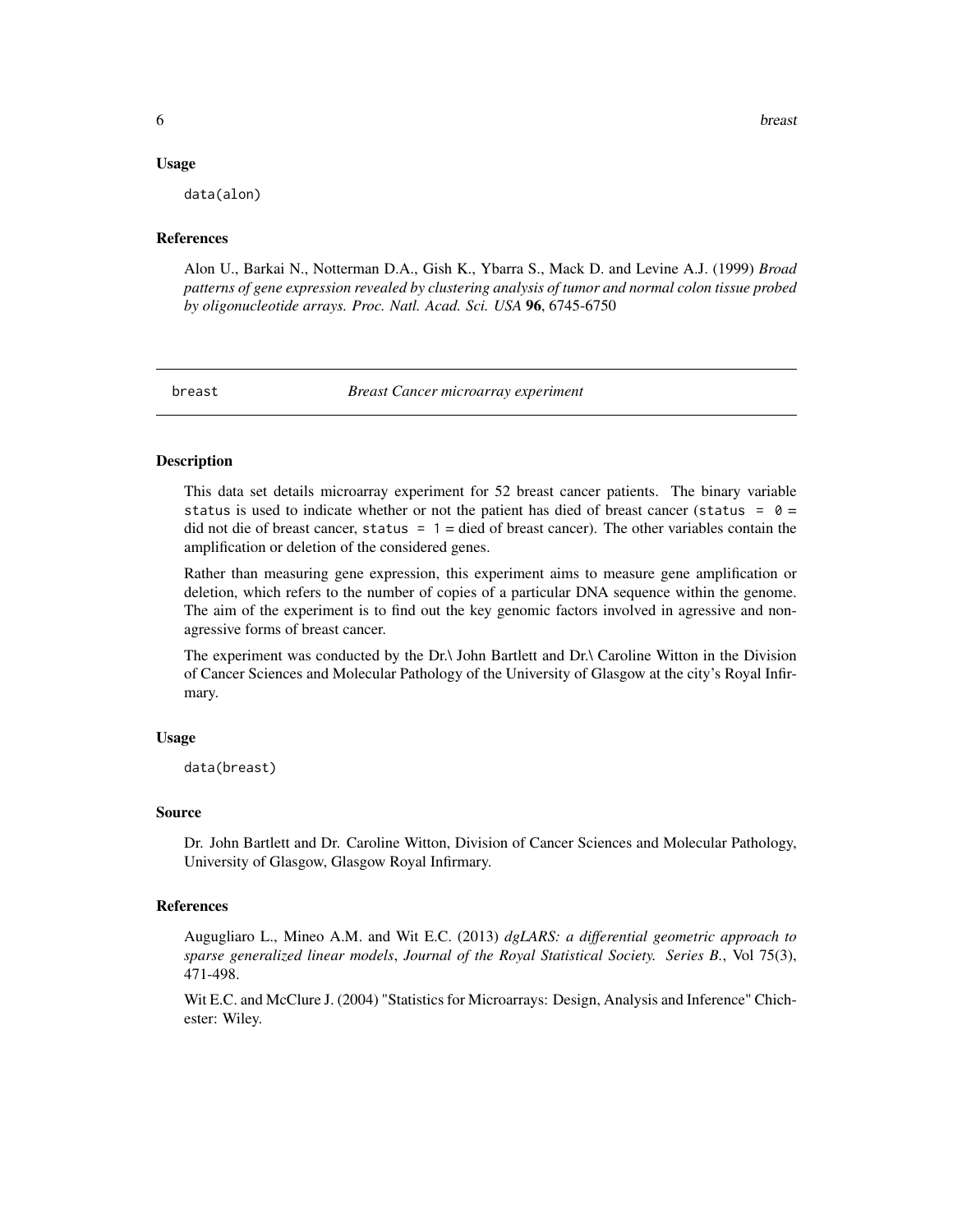### Usage

```
data(alon)
```

### References

Alon U., Barkai N., Notterman D.A., Gish K., Ybarra S., Mack D. and Levine A.J. (1999) *Broad patterns of gene expression revealed by clustering analysis of tumor and normal colon tissue probed by oligonucleotide arrays. Proc. Natl. Acad. Sci. USA* **96**, 6745-6750

---

## breast — *Breast Cancer microarray experiment*

---

### Description

This data set details microarray experiment for 52 breast cancer patients. The binary variable `status` is used to indicate whether or not the patient has died of breast cancer (`status = 0` = did not die of breast cancer, `status = 1` = died of breast cancer). The other variables contain the amplification or deletion of the considered genes.

Rather than measuring gene expression, this experiment aims to measure gene amplification or deletion, which refers to the number of copies of a particular DNA sequence within the genome. The aim of the experiment is to find out the key genomic factors involved in agressive and non-agressive forms of breast cancer.

The experiment was conducted by the Dr.\ John Bartlett and Dr.\ Caroline Witton in the Division of Cancer Sciences and Molecular Pathology of the University of Glasgow at the city's Royal Infirmary.

### Usage

```
data(breast)
```

### Source

Dr. John Bartlett and Dr. Caroline Witton, Division of Cancer Sciences and Molecular Pathology, University of Glasgow, Glasgow Royal Infirmary.

### References

Augugliaro L., Mineo A.M. and Wit E.C. (2013) *dgLARS: a differential geometric approach to sparse generalized linear models*, *Journal of the Royal Statistical Society. Series B.*, Vol 75(3), 471-498.

Wit E.C. and McClure J. (2004) "Statistics for Microarrays: Design, Analysis and Inference" Chichester: Wiley.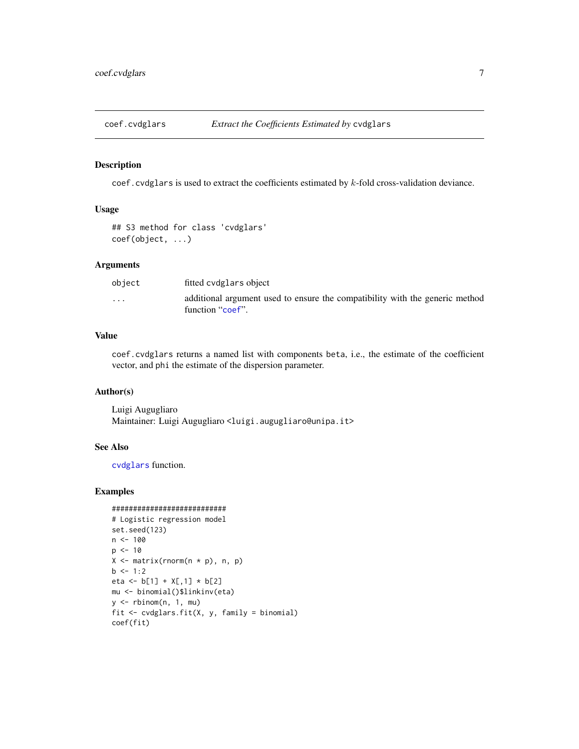coef.cvdglars *Extract the Coefficients Estimated by* cvdglars

## Description

`coef.cvdglars` is used to extract the coefficients estimated by $k$-fold cross-validation deviance.

## Usage

```
## S3 method for class 'cvdglars'
coef(object, ...)
```

## Arguments

| | |
|---|---|
| `object` | fitted `cvdglars` object |
| `...` | additional argument used to ensure the compatibility with the generic method function "`coef`". |

## Value

`coef.cvdglars` returns a named list with components `beta`, i.e., the estimate of the coefficient vector, and `phi` the estimate of the dispersion parameter.

## Author(s)

Luigi Augugliaro
Maintainer: Luigi Augugliaro <luigi.augugliaro@unipa.it>

## See Also

`cvdglars` function.

## Examples

```
###########################
# Logistic regression model
set.seed(123)
n <- 100
p <- 10
X <- matrix(rnorm(n * p), n, p)
b <- 1:2
eta <- b[1] + X[,1] * b[2]
mu <- binomial()$linkinv(eta)
y <- rbinom(n, 1, mu)
fit <- cvdglars.fit(X, y, family = binomial)
coef(fit)
```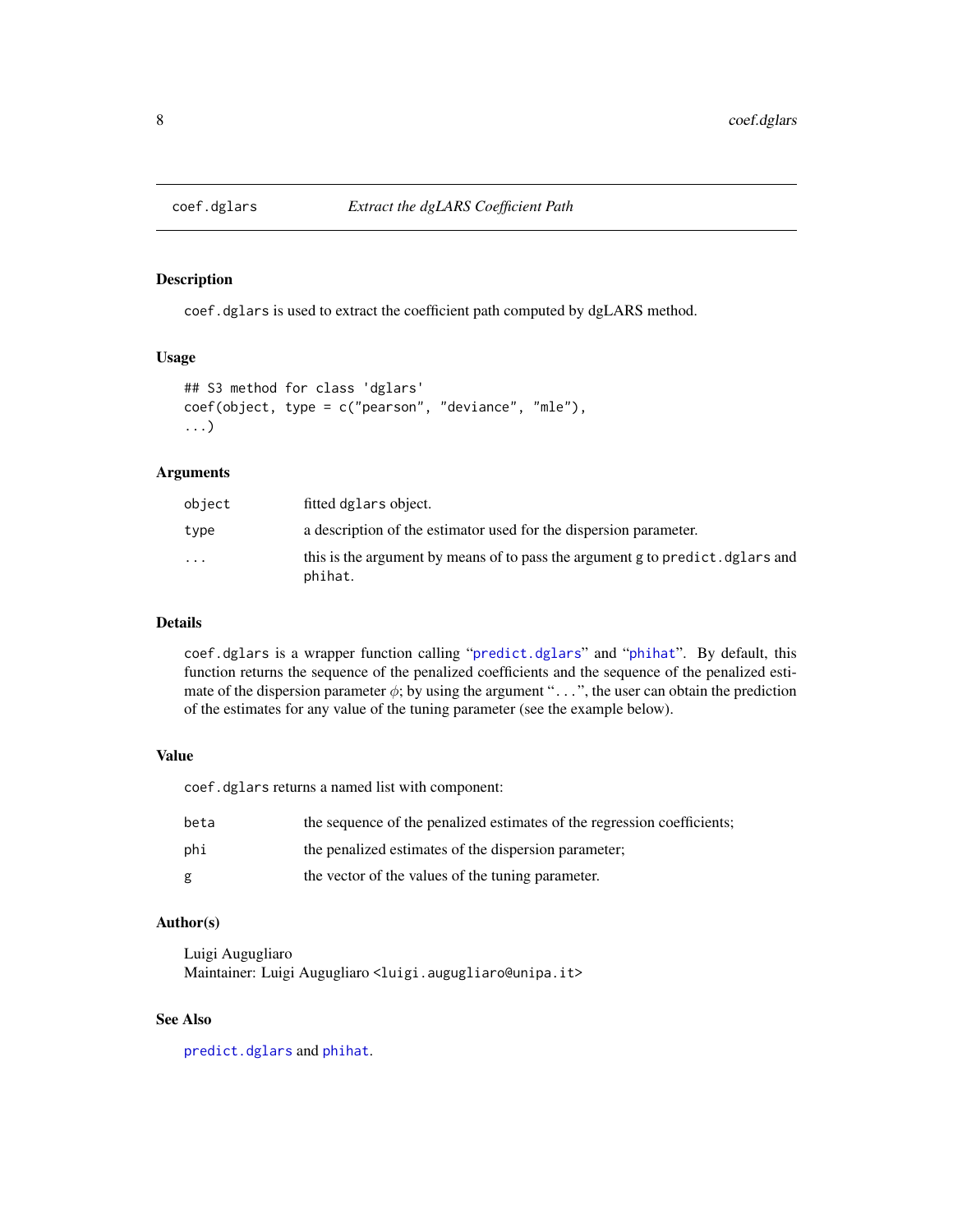coef.dglars *Extract the dgLARS Coefficient Path*

## Description

coef.dglars is used to extract the coefficient path computed by dgLARS method.

## Usage

```
## S3 method for class 'dglars'
coef(object, type = c("pearson", "deviance", "mle"),
...)
```

## Arguments

| | |
|---|---|
| object | fitted dglars object. |
| type | a description of the estimator used for the dispersion parameter. |
| ... | this is the argument by means of to pass the argument g to predict.dglars and phihat. |

## Details

coef.dglars is a wrapper function calling "predict.dglars" and "phihat". By default, this function returns the sequence of the penalized coefficients and the sequence of the penalized estimate of the dispersion parameter $\phi$; by using the argument "...", the user can obtain the prediction of the estimates for any value of the tuning parameter (see the example below).

## Value

coef.dglars returns a named list with component:

| | |
|---|---|
| beta | the sequence of the penalized estimates of the regression coefficients; |
| phi | the penalized estimates of the dispersion parameter; |
| g | the vector of the values of the tuning parameter. |

## Author(s)

Luigi Augugliaro
Maintainer: Luigi Augugliaro <luigi.augugliaro@unipa.it>

## See Also

predict.dglars and phihat.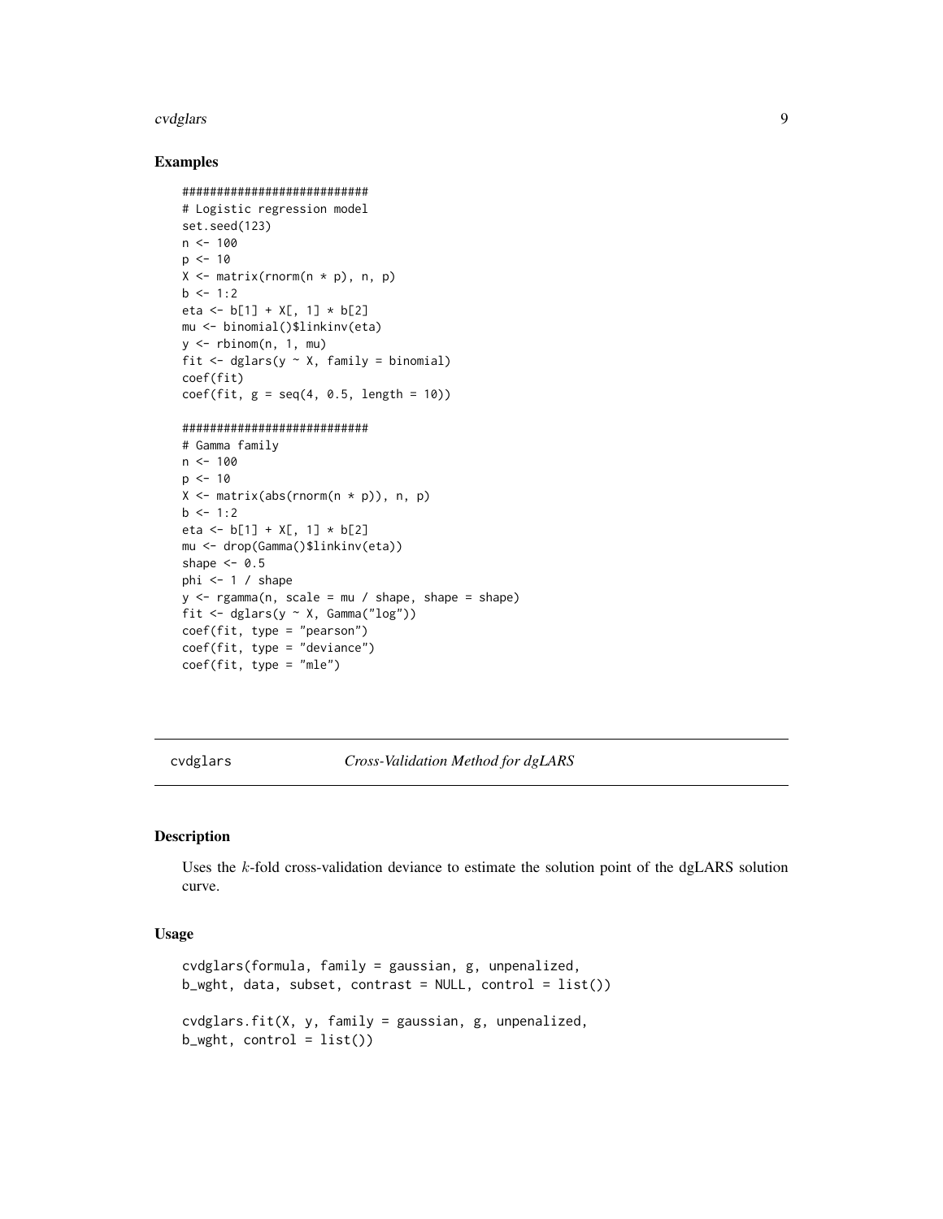## Examples

```
###########################
# Logistic regression model
set.seed(123)
n <- 100
p <- 10
X <- matrix(rnorm(n * p), n, p)
b <- 1:2
eta <- b[1] + X[, 1] * b[2]
mu <- binomial()$linkinv(eta)
y <- rbinom(n, 1, mu)
fit <- dglars(y ~ X, family = binomial)
coef(fit)
coef(fit, g = seq(4, 0.5, length = 10))

###########################
# Gamma family
n <- 100
p <- 10
X <- matrix(abs(rnorm(n * p)), n, p)
b <- 1:2
eta <- b[1] + X[, 1] * b[2]
mu <- drop(Gamma()$linkinv(eta))
shape <- 0.5
phi <- 1 / shape
y <- rgamma(n, scale = mu / shape, shape = shape)
fit <- dglars(y ~ X, Gamma("log"))
coef(fit, type = "pearson")
coef(fit, type = "deviance")
coef(fit, type = "mle")
```

---

# cvdglars — *Cross-Validation Method for dgLARS*

## Description

Uses the $k$-fold cross-validation deviance to estimate the solution point of the dgLARS solution curve.

## Usage

```
cvdglars(formula, family = gaussian, g, unpenalized,
b_wght, data, subset, contrast = NULL, control = list())

cvdglars.fit(X, y, family = gaussian, g, unpenalized,
b_wght, control = list())
```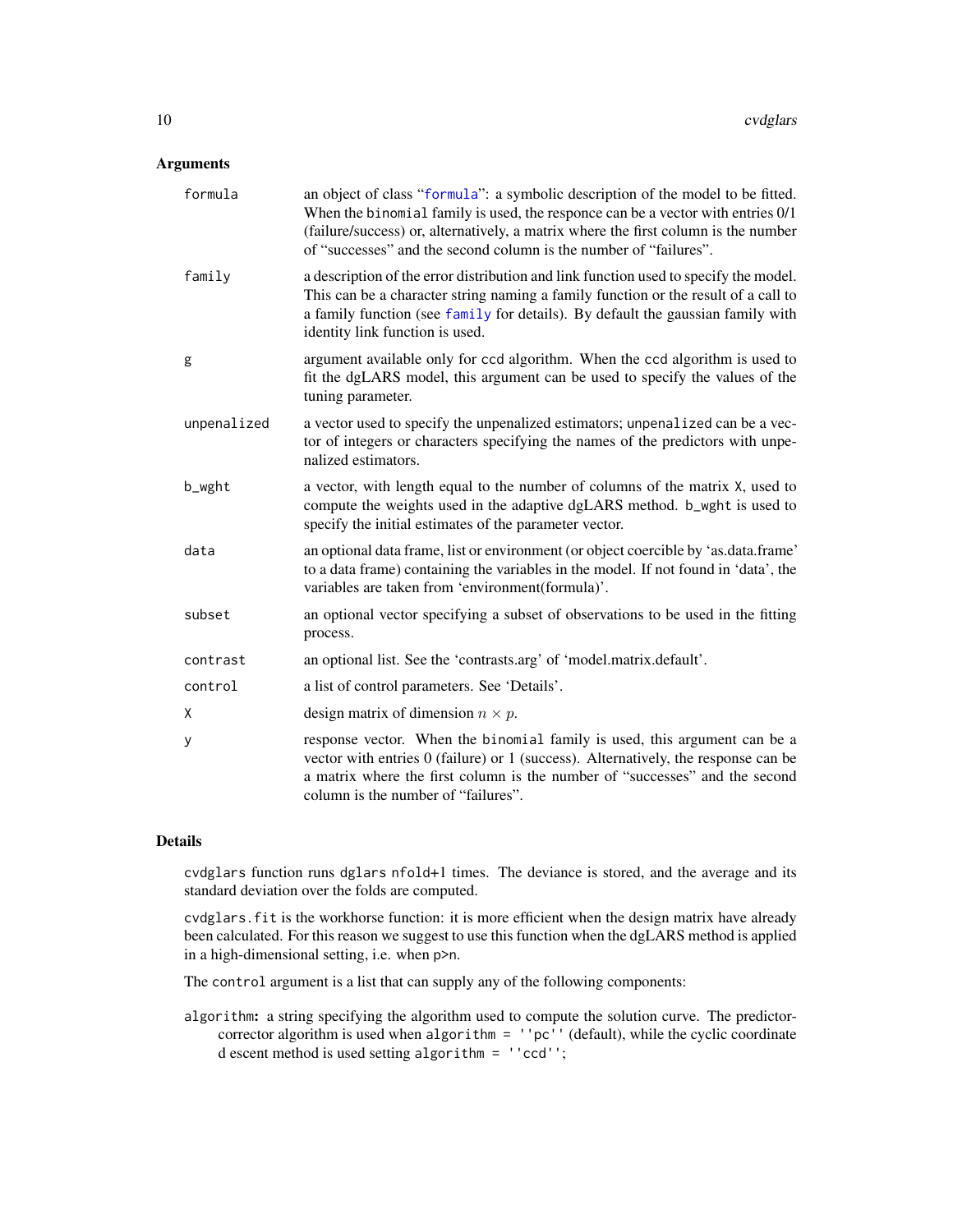### Arguments

- **formula**: an object of class "formula": a symbolic description of the model to be fitted. When the binomial family is used, the responce can be a vector with entries 0/1 (failure/success) or, alternatively, a matrix where the first column is the number of "successes" and the second column is the number of "failures".
- **family**: a description of the error distribution and link function used to specify the model. This can be a character string naming a family function or the result of a call to a family function (see family for details). By default the gaussian family with identity link function is used.
- **g**: argument available only for ccd algorithm. When the ccd algorithm is used to fit the dgLARS model, this argument can be used to specify the values of the tuning parameter.
- **unpenalized**: a vector used to specify the unpenalized estimators; unpenalized can be a vector of integers or characters specifying the names of the predictors with unpenalized estimators.
- **b_wght**: a vector, with length equal to the number of columns of the matrix X, used to compute the weights used in the adaptive dgLARS method. b_wght is used to specify the initial estimates of the parameter vector.
- **data**: an optional data frame, list or environment (or object coercible by 'as.data.frame' to a data frame) containing the variables in the model. If not found in 'data', the variables are taken from 'environment(formula)'.
- **subset**: an optional vector specifying a subset of observations to be used in the fitting process.
- **contrast**: an optional list. See the 'contrasts.arg' of 'model.matrix.default'.
- **control**: a list of control parameters. See 'Details'.
- **X**: design matrix of dimension $n \times p$.
- **y**: response vector. When the binomial family is used, this argument can be a vector with entries 0 (failure) or 1 (success). Alternatively, the response can be a matrix where the first column is the number of "successes" and the second column is the number of "failures".

### Details

cvdglars function runs dglars nfold+1 times. The deviance is stored, and the average and its standard deviation over the folds are computed.

cvdglars.fit is the workhorse function: it is more efficient when the design matrix have already been calculated. For this reason we suggest to use this function when the dgLARS method is applied in a high-dimensional setting, i.e. when p>n.

The control argument is a list that can supply any of the following components:

**algorithm:** a string specifying the algorithm used to compute the solution curve. The predictor-corrector algorithm is used when algorithm = ''pc'' (default), while the cyclic coordinate d escent method is used setting algorithm = ''ccd'';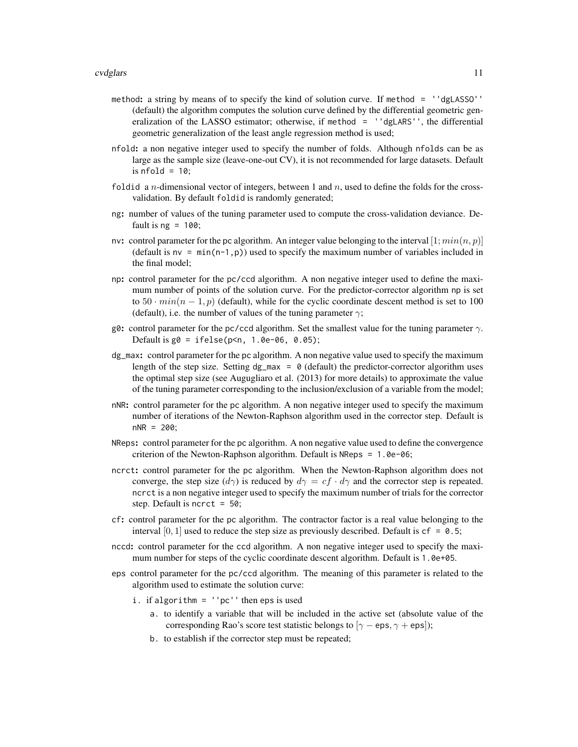- `method`**:** a string by means of to specify the kind of solution curve. If `method = ''dgLASSO''` (default) the algorithm computes the solution curve defined by the differential geometric generalization of the LASSO estimator; otherwise, if `method = ''dgLARS''`, the differential geometric generalization of the least angle regression method is used;
- `nfold`**:** a non negative integer used to specify the number of folds. Although `nfolds` can be as large as the sample size (leave-one-out CV), it is not recommended for large datasets. Default is `nfold = 10`;
- `foldid` a $n$-dimensional vector of integers, between 1 and $n$, used to define the folds for the cross-validation. By default `foldid` is randomly generated;
- `ng`**:** number of values of the tuning parameter used to compute the cross-validation deviance. Default is `ng = 100`;
- `nv`**:** control parameter for the `pc` algorithm. An integer value belonging to the interval $[1; min(n, p)]$ (default is `nv = min(n-1,p)`) used to specify the maximum number of variables included in the final model;
- `np`**:** control parameter for the `pc/ccd` algorithm. A non negative integer used to define the maximum number of points of the solution curve. For the predictor-corrector algorithm `np` is set to $50 \cdot min(n-1, p)$ (default), while for the cyclic coordinate descent method is set to 100 (default), i.e. the number of values of the tuning parameter $\gamma$;
- `g0`**:** control parameter for the `pc/ccd` algorithm. Set the smallest value for the tuning parameter $\gamma$. Default is `g0 = ifelse(p<n, 1.0e-06, 0.05)`;
- `dg_max`**:** control parameter for the `pc` algorithm. A non negative value used to specify the maximum length of the step size. Setting `dg_max = 0` (default) the predictor-corrector algorithm uses the optimal step size (see Augugliaro et al. (2013) for more details) to approximate the value of the tuning parameter corresponding to the inclusion/exclusion of a variable from the model;
- `nNR`**:** control parameter for the `pc` algorithm. A non negative integer used to specify the maximum number of iterations of the Newton-Raphson algorithm used in the corrector step. Default is `nNR = 200`;
- `NReps`**:** control parameter for the `pc` algorithm. A non negative value used to define the convergence criterion of the Newton-Raphson algorithm. Default is `NReps = 1.0e-06`;
- `ncrct`**:** control parameter for the `pc` algorithm. When the Newton-Raphson algorithm does not converge, the step size ($d\gamma$) is reduced by $d\gamma = cf \cdot d\gamma$ and the corrector step is repeated. `ncrct` is a non negative integer used to specify the maximum number of trials for the corrector step. Default is `ncrct = 50`;
- `cf`**:** control parameter for the `pc` algorithm. The contractor factor is a real value belonging to the interval $[0, 1]$ used to reduce the step size as previously described. Default is `cf = 0.5`;
- `nccd`**:** control parameter for the `ccd` algorithm. A non negative integer used to specify the maximum number for steps of the cyclic coordinate descent algorithm. Default is `1.0e+05`.
- `eps` control parameter for the `pc/ccd` algorithm. The meaning of this parameter is related to the algorithm used to estimate the solution curve:
  - i. if `algorithm = ''pc''` then `eps` is used
    - a. to identify a variable that will be included in the active set (absolute value of the corresponding Rao's score test statistic belongs to $[\gamma - \texttt{eps}, \gamma + \texttt{eps}]$);
    - b. to establish if the corrector step must be repeated;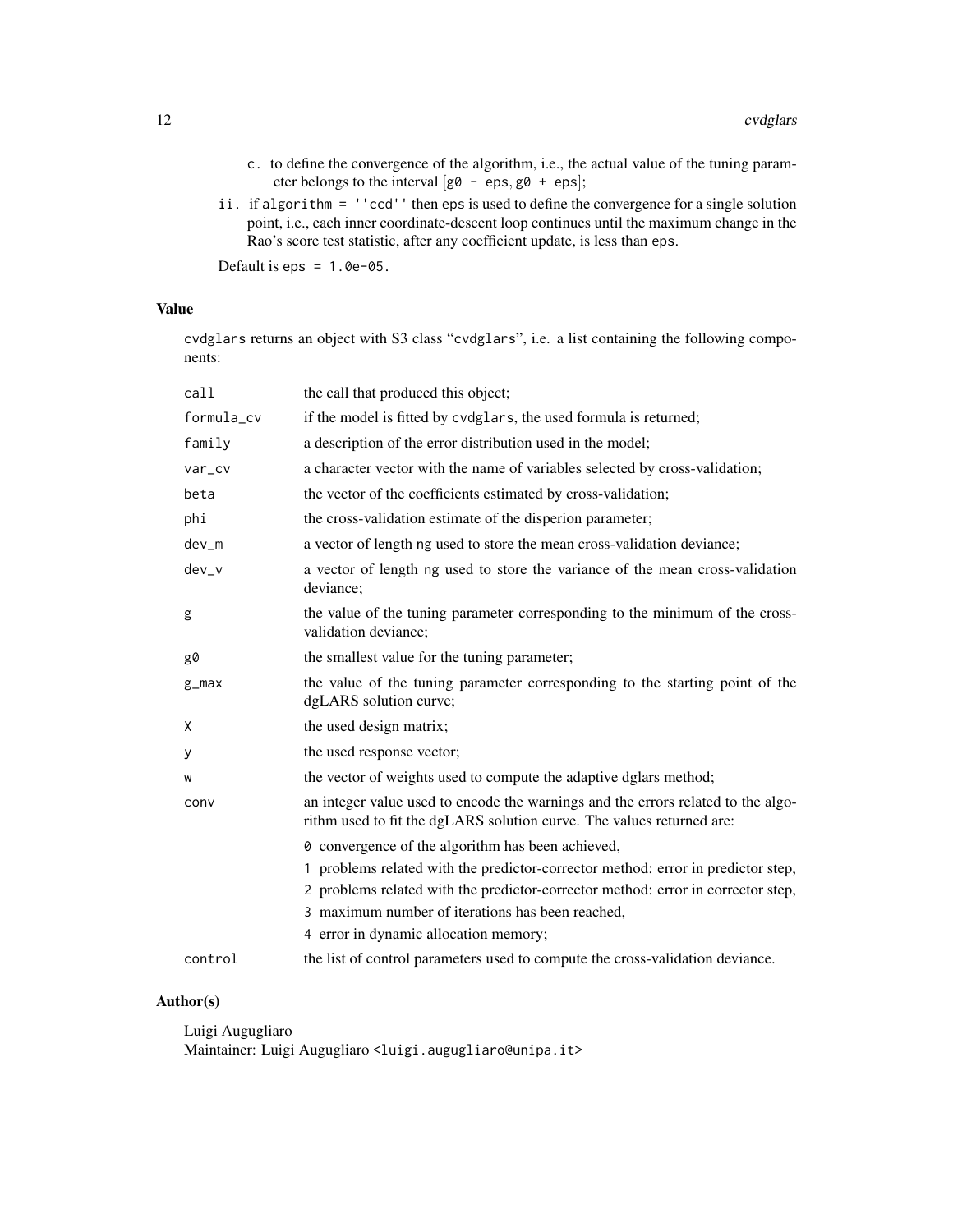c. to define the convergence of the algorithm, i.e., the actual value of the tuning parameter belongs to the interval [g0 - eps, g0 + eps];

ii. if algorithm = ''ccd'' then eps is used to define the convergence for a single solution point, i.e., each inner coordinate-descent loop continues until the maximum change in the Rao's score test statistic, after any coefficient update, is less than eps.

Default is eps = 1.0e-05.

## Value

cvdglars returns an object with S3 class "cvdglars", i.e. a list containing the following components:

| | |
|---|---|
| call | the call that produced this object; |
| formula_cv | if the model is fitted by cvdglars, the used formula is returned; |
| family | a description of the error distribution used in the model; |
| var_cv | a character vector with the name of variables selected by cross-validation; |
| beta | the vector of the coefficients estimated by cross-validation; |
| phi | the cross-validation estimate of the disperion parameter; |
| dev_m | a vector of length ng used to store the mean cross-validation deviance; |
| dev_v | a vector of length ng used to store the variance of the mean cross-validation deviance; |
| g | the value of the tuning parameter corresponding to the minimum of the cross-validation deviance; |
| g0 | the smallest value for the tuning parameter; |
| g_max | the value of the tuning parameter corresponding to the starting point of the dgLARS solution curve; |
| X | the used design matrix; |
| y | the used response vector; |
| w | the vector of weights used to compute the adaptive dglars method; |
| conv | an integer value used to encode the warnings and the errors related to the algorithm used to fit the dgLARS solution curve. The values returned are:<br>0 convergence of the algorithm has been achieved,<br>1 problems related with the predictor-corrector method: error in predictor step,<br>2 problems related with the predictor-corrector method: error in corrector step,<br>3 maximum number of iterations has been reached,<br>4 error in dynamic allocation memory; |
| control | the list of control parameters used to compute the cross-validation deviance. |

## Author(s)

Luigi Augugliaro
Maintainer: Luigi Augugliaro <luigi.augugliaro@unipa.it>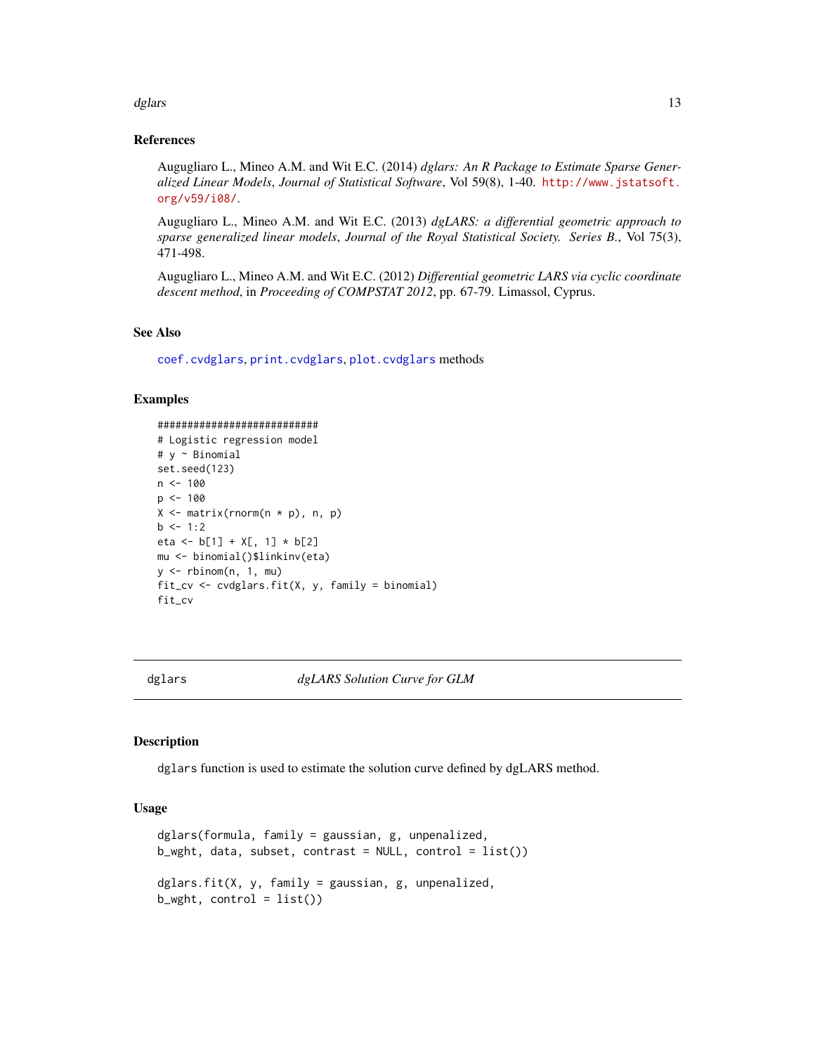### References

Augugliaro L., Mineo A.M. and Wit E.C. (2014) *dglars: An R Package to Estimate Sparse Generalized Linear Models*, *Journal of Statistical Software*, Vol 59(8), 1-40. http://www.jstatsoft.org/v59/i08/.

Augugliaro L., Mineo A.M. and Wit E.C. (2013) *dgLARS: a differential geometric approach to sparse generalized linear models*, *Journal of the Royal Statistical Society. Series B.*, Vol 75(3), 471-498.

Augugliaro L., Mineo A.M. and Wit E.C. (2012) *Differential geometric LARS via cyclic coordinate descent method*, in *Proceeding of COMPSTAT 2012*, pp. 67-79. Limassol, Cyprus.

### See Also

`coef.cvdglars`, `print.cvdglars`, `plot.cvdglars` methods

### Examples

```
###########################
# Logistic regression model
# y ~ Binomial
set.seed(123)
n <- 100
p <- 100
X <- matrix(rnorm(n * p), n, p)
b <- 1:2
eta <- b[1] + X[, 1] * b[2]
mu <- binomial()$linkinv(eta)
y <- rbinom(n, 1, mu)
fit_cv <- cvdglars.fit(X, y, family = binomial)
fit_cv
```

---

## dglars — *dgLARS Solution Curve for GLM*

---

### Description

dglars function is used to estimate the solution curve defined by dgLARS method.

### Usage

```
dglars(formula, family = gaussian, g, unpenalized,
b_wght, data, subset, contrast = NULL, control = list())

dglars.fit(X, y, family = gaussian, g, unpenalized,
b_wght, control = list())
```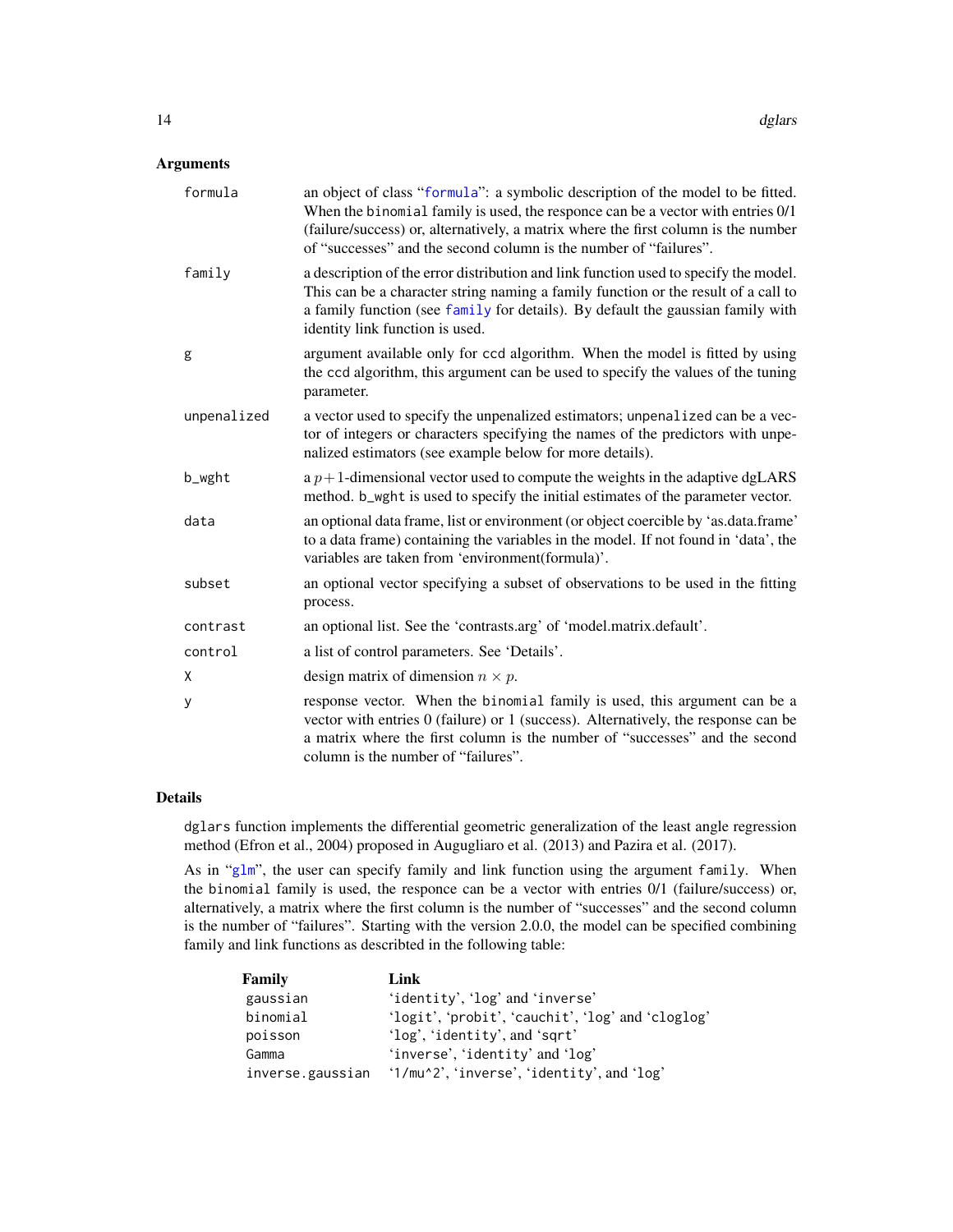## Arguments

| Argument | Description |
|---|---|
| `formula` | an object of class "`formula`": a symbolic description of the model to be fitted. When the `binomial` family is used, the responce can be a vector with entries 0/1 (failure/success) or, alternatively, a matrix where the first column is the number of "successes" and the second column is the number of "failures". |
| `family` | a description of the error distribution and link function used to specify the model. This can be a character string naming a family function or the result of a call to a family function (see `family` for details). By default the gaussian family with identity link function is used. |
| `g` | argument available only for `ccd` algorithm. When the model is fitted by using the `ccd` algorithm, this argument can be used to specify the values of the tuning parameter. |
| `unpenalized` | a vector used to specify the unpenalized estimators; `unpenalized` can be a vector of integers or characters specifying the names of the predictors with unpenalized estimators (see example below for more details). |
| `b_wght` | a $p+1$-dimensional vector used to compute the weights in the adaptive dgLARS method. `b_wght` is used to specify the initial estimates of the parameter vector. |
| `data` | an optional data frame, list or environment (or object coercible by 'as.data.frame' to a data frame) containing the variables in the model. If not found in 'data', the variables are taken from 'environment(formula)'. |
| `subset` | an optional vector specifying a subset of observations to be used in the fitting process. |
| `contrast` | an optional list. See the 'contrasts.arg' of 'model.matrix.default'. |
| `control` | a list of control parameters. See 'Details'. |
| `X` | design matrix of dimension $n \times p$. |
| `y` | response vector. When the `binomial` family is used, this argument can be a vector with entries 0 (failure) or 1 (success). Alternatively, the response can be a matrix where the first column is the number of "successes" and the second column is the number of "failures". |

## Details

`dglars` function implements the differential geometric generalization of the least angle regression method (Efron et al., 2004) proposed in Augugliaro et al. (2013) and Pazira et al. (2017).

As in "`glm`", the user can specify family and link function using the argument `family`. When the `binomial` family is used, the responce can be a vector with entries 0/1 (failure/success) or, alternatively, a matrix where the first column is the number of "successes" and the second column is the number of "failures". Starting with the version 2.0.0, the model can be specified combining family and link functions as described in the following table:

| Family | Link |
|---|---|
| `gaussian` | '`identity`', '`log`' and '`inverse`' |
| `binomial` | '`logit`', '`probit`', '`cauchit`', '`log`' and '`cloglog`' |
| `poisson` | '`log`', '`identity`', and '`sqrt`' |
| `Gamma` | '`inverse`', '`identity`' and '`log`' |
| `inverse.gaussian` | '`1/mu^2`', '`inverse`', '`identity`', and '`log`' |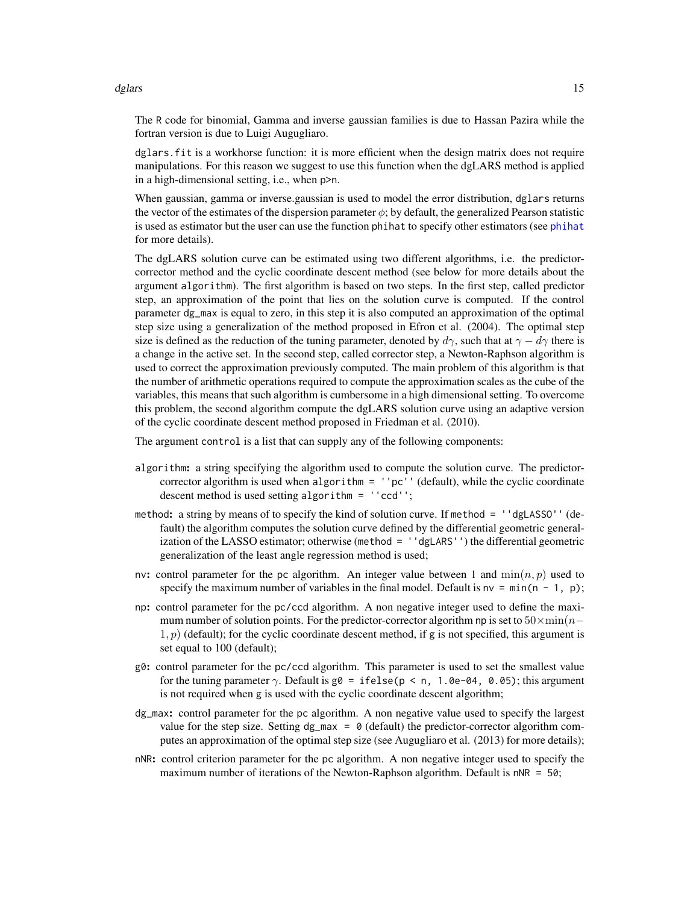The R code for binomial, Gamma and inverse gaussian families is due to Hassan Pazira while the fortran version is due to Luigi Augugliaro.

`dglars.fit` is a workhorse function: it is more efficient when the design matrix does not require manipulations. For this reason we suggest to use this function when the dgLARS method is applied in a high-dimensional setting, i.e., when `p>n`.

When gaussian, gamma or inverse.gaussian is used to model the error distribution, `dglars` returns the vector of the estimates of the dispersion parameter $\phi$; by default, the generalized Pearson statistic is used as estimator but the user can use the function `phihat` to specify other estimators (see `phihat` for more details).

The dgLARS solution curve can be estimated using two different algorithms, i.e. the predictor-corrector method and the cyclic coordinate descent method (see below for more details about the argument `algorithm`). The first algorithm is based on two steps. In the first step, called predictor step, an approximation of the point that lies on the solution curve is computed. If the control parameter `dg_max` is equal to zero, in this step it is also computed an approximation of the optimal step size using a generalization of the method proposed in Efron et al. (2004). The optimal step size is defined as the reduction of the tuning parameter, denoted by $d\gamma$, such that at $\gamma - d\gamma$ there is a change in the active set. In the second step, called corrector step, a Newton-Raphson algorithm is used to correct the approximation previously computed. The main problem of this algorithm is that the number of arithmetic operations required to compute the approximation scales as the cube of the variables, this means that such algorithm is cumbersome in a high dimensional setting. To overcome this problem, the second algorithm compute the dgLARS solution curve using an adaptive version of the cyclic coordinate descent method proposed in Friedman et al. (2010).

The argument `control` is a list that can supply any of the following components:

- **`algorithm`:** a string specifying the algorithm used to compute the solution curve. The predictor-corrector algorithm is used when `algorithm = ''pc''` (default), while the cyclic coordinate descent method is used setting `algorithm = ''ccd''`;
- **`method`:** a string by means of to specify the kind of solution curve. If `method = ''dgLASSO''` (default) the algorithm computes the solution curve defined by the differential geometric generalization of the LASSO estimator; otherwise (`method = ''dgLARS''`) the differential geometric generalization of the least angle regression method is used;
- **`nv`:** control parameter for the `pc` algorithm. An integer value between 1 and $\min(n, p)$ used to specify the maximum number of variables in the final model. Default is `nv = min(n - 1, p)`;
- **`np`:** control parameter for the `pc/ccd` algorithm. A non negative integer used to define the maximum number of solution points. For the predictor-corrector algorithm `np` is set to $50 \times \min(n - 1, p)$ (default); for the cyclic coordinate descent method, if `g` is not specified, this argument is set equal to 100 (default);
- **`g0`:** control parameter for the `pc/ccd` algorithm. This parameter is used to set the smallest value for the tuning parameter $\gamma$. Default is `g0 = ifelse(p < n, 1.0e-04, 0.05)`; this argument is not required when `g` is used with the cyclic coordinate descent algorithm;
- **`dg_max`:** control parameter for the `pc` algorithm. A non negative value used to specify the largest value for the step size. Setting `dg_max = 0` (default) the predictor-corrector algorithm computes an approximation of the optimal step size (see Augugliaro et al. (2013) for more details);
- **`nNR`:** control criterion parameter for the `pc` algorithm. A non negative integer used to specify the maximum number of iterations of the Newton-Raphson algorithm. Default is `nNR = 50`;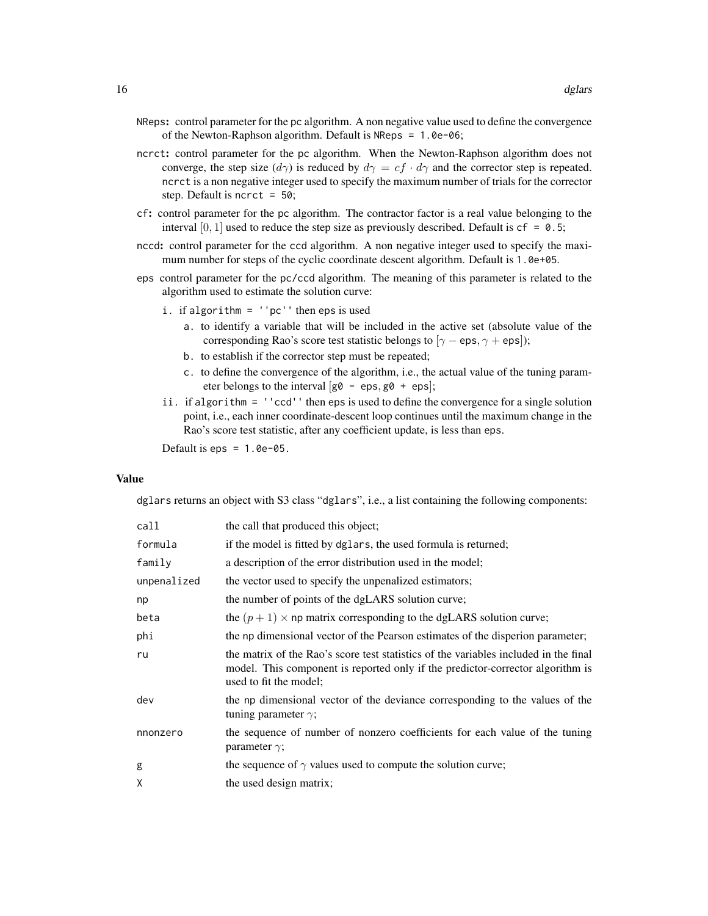NReps**:** control parameter for the pc algorithm. A non negative value used to define the convergence of the Newton-Raphson algorithm. Default is NReps = 1.0e-06;

ncrct**:** control parameter for the pc algorithm. When the Newton-Raphson algorithm does not converge, the step size ($d\gamma$) is reduced by $d\gamma = cf \cdot d\gamma$ and the corrector step is repeated. ncrct is a non negative integer used to specify the maximum number of trials for the corrector step. Default is ncrct = 50;

cf**:** control parameter for the pc algorithm. The contractor factor is a real value belonging to the interval $[0, 1]$ used to reduce the step size as previously described. Default is cf = 0.5;

nccd**:** control parameter for the ccd algorithm. A non negative integer used to specify the maximum number for steps of the cyclic coordinate descent algorithm. Default is 1.0e+05.

eps control parameter for the pc/ccd algorithm. The meaning of this parameter is related to the algorithm used to estimate the solution curve:

i. if algorithm = ''pc'' then eps is used
   a. to identify a variable that will be included in the active set (absolute value of the corresponding Rao's score test statistic belongs to $[\gamma - \text{eps}, \gamma + \text{eps}]$);
   b. to establish if the corrector step must be repeated;
   c. to define the convergence of the algorithm, i.e., the actual value of the tuning parameter belongs to the interval [g0 - eps, g0 + eps];

ii. if algorithm = ''ccd'' then eps is used to define the convergence for a single solution point, i.e., each inner coordinate-descent loop continues until the maximum change in the Rao's score test statistic, after any coefficient update, is less than eps.

Default is eps = 1.0e-05.

## Value

dglars returns an object with S3 class "dglars", i.e., a list containing the following components:

| | |
|---|---|
| call | the call that produced this object; |
| formula | if the model is fitted by dglars, the used formula is returned; |
| family | a description of the error distribution used in the model; |
| unpenalized | the vector used to specify the unpenalized estimators; |
| np | the number of points of the dgLARS solution curve; |
| beta | the $(p + 1) \times$ np matrix corresponding to the dgLARS solution curve; |
| phi | the np dimensional vector of the Pearson estimates of the disperion parameter; |
| ru | the matrix of the Rao's score test statistics of the variables included in the final model. This component is reported only if the predictor-corrector algorithm is used to fit the model; |
| dev | the np dimensional vector of the deviance corresponding to the values of the tuning parameter $\gamma$; |
| nnonzero | the sequence of number of nonzero coefficients for each value of the tuning parameter $\gamma$; |
| g | the sequence of $\gamma$ values used to compute the solution curve; |
| X | the used design matrix; |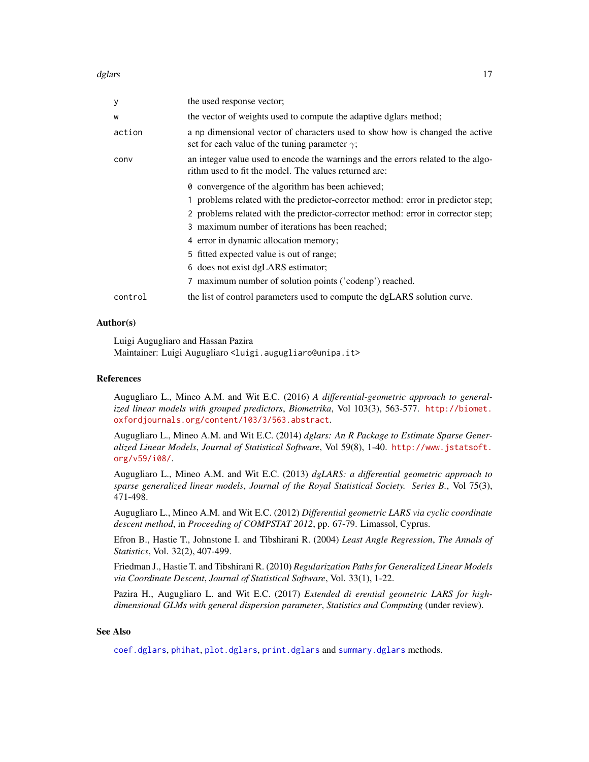| | |
|---|---|
| `y` | the used response vector; |
| `w` | the vector of weights used to compute the adaptive dglars method; |
| `action` | a `np` dimensional vector of characters used to show how is changed the active set for each value of the tuning parameter $\gamma$; |
| `conv` | an integer value used to encode the warnings and the errors related to the algorithm used to fit the model. The values returned are: |
| | `0` convergence of the algorithm has been achieved; |
| | `1` problems related with the predictor-corrector method: error in predictor step; |
| | `2` problems related with the predictor-corrector method: error in corrector step; |
| | `3` maximum number of iterations has been reached; |
| | `4` error in dynamic allocation memory; |
| | `5` fitted expected value is out of range; |
| | `6` does not exist dgLARS estimator; |
| | `7` maximum number of solution points ('codenp') reached. |
| `control` | the list of control parameters used to compute the dgLARS solution curve. |

## Author(s)

Luigi Augugliaro and Hassan Pazira
Maintainer: Luigi Augugliaro <luigi.augugliaro@unipa.it>

## References

Augugliaro L., Mineo A.M. and Wit E.C. (2016) *A differential-geometric approach to generalized linear models with grouped predictors*, *Biometrika*, Vol 103(3), 563-577. http://biomet.oxfordjournals.org/content/103/3/563.abstract.

Augugliaro L., Mineo A.M. and Wit E.C. (2014) *dglars: An R Package to Estimate Sparse Generalized Linear Models*, *Journal of Statistical Software*, Vol 59(8), 1-40. http://www.jstatsoft.org/v59/i08/.

Augugliaro L., Mineo A.M. and Wit E.C. (2013) *dgLARS: a differential geometric approach to sparse generalized linear models*, *Journal of the Royal Statistical Society. Series B.*, Vol 75(3), 471-498.

Augugliaro L., Mineo A.M. and Wit E.C. (2012) *Differential geometric LARS via cyclic coordinate descent method*, in *Proceeding of COMPSTAT 2012*, pp. 67-79. Limassol, Cyprus.

Efron B., Hastie T., Johnstone I. and Tibshirani R. (2004) *Least Angle Regression*, *The Annals of Statistics*, Vol. 32(2), 407-499.

Friedman J., Hastie T. and Tibshirani R. (2010) *Regularization Paths for Generalized Linear Models via Coordinate Descent*, *Journal of Statistical Software*, Vol. 33(1), 1-22.

Pazira H., Augugliaro L. and Wit E.C. (2017) *Extended di erential geometric LARS for high-dimensional GLMs with general dispersion parameter*, *Statistics and Computing* (under review).

## See Also

`coef.dglars`, `phihat`, `plot.dglars`, `print.dglars` and `summary.dglars` methods.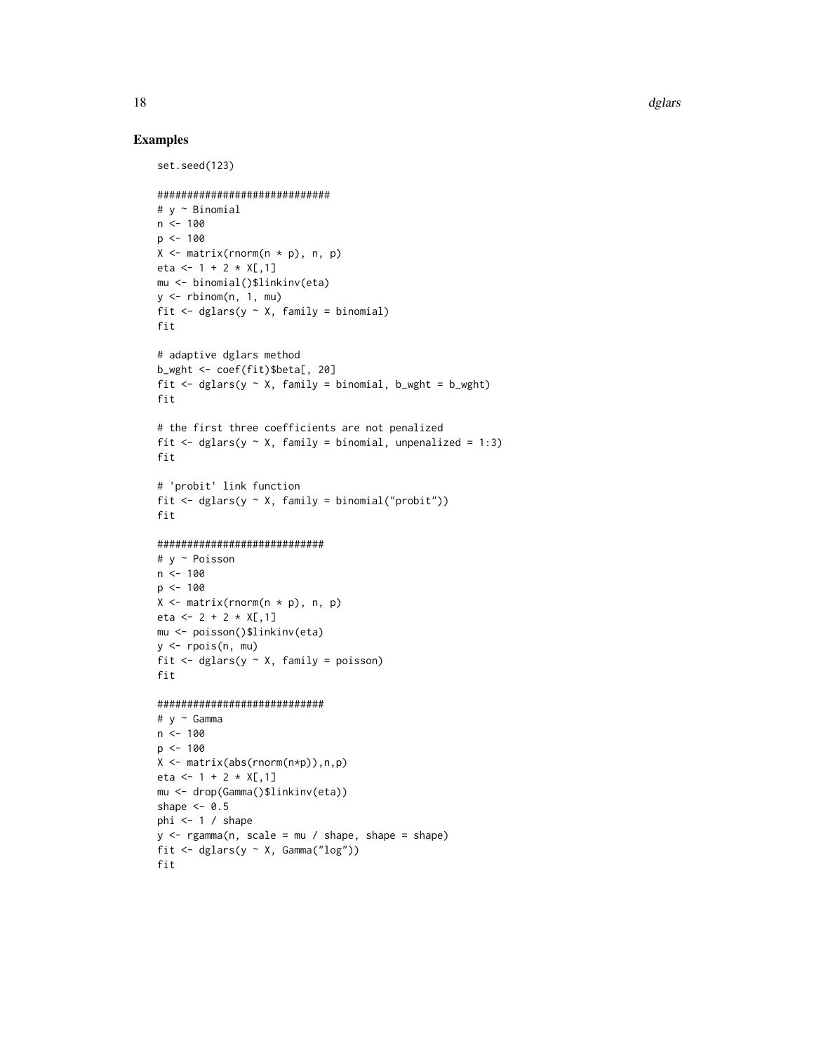## Examples

```
set.seed(123)

#############################
# y ~ Binomial
n <- 100
p <- 100
X <- matrix(rnorm(n * p), n, p)
eta <- 1 + 2 * X[,1]
mu <- binomial()$linkinv(eta)
y <- rbinom(n, 1, mu)
fit <- dglars(y ~ X, family = binomial)
fit

# adaptive dglars method
b_wght <- coef(fit)$beta[, 20]
fit <- dglars(y ~ X, family = binomial, b_wght = b_wght)
fit

# the first three coefficients are not penalized
fit <- dglars(y ~ X, family = binomial, unpenalized = 1:3)
fit

# 'probit' link function
fit <- dglars(y ~ X, family = binomial("probit"))
fit

############################
# y ~ Poisson
n <- 100
p <- 100
X <- matrix(rnorm(n * p), n, p)
eta <- 2 + 2 * X[,1]
mu <- poisson()$linkinv(eta)
y <- rpois(n, mu)
fit <- dglars(y ~ X, family = poisson)
fit

############################
# y ~ Gamma
n <- 100
p <- 100
X <- matrix(abs(rnorm(n*p)),n,p)
eta <- 1 + 2 * X[,1]
mu <- drop(Gamma()$linkinv(eta))
shape <- 0.5
phi <- 1 / shape
y <- rgamma(n, scale = mu / shape, shape = shape)
fit <- dglars(y ~ X, Gamma("log"))
fit
```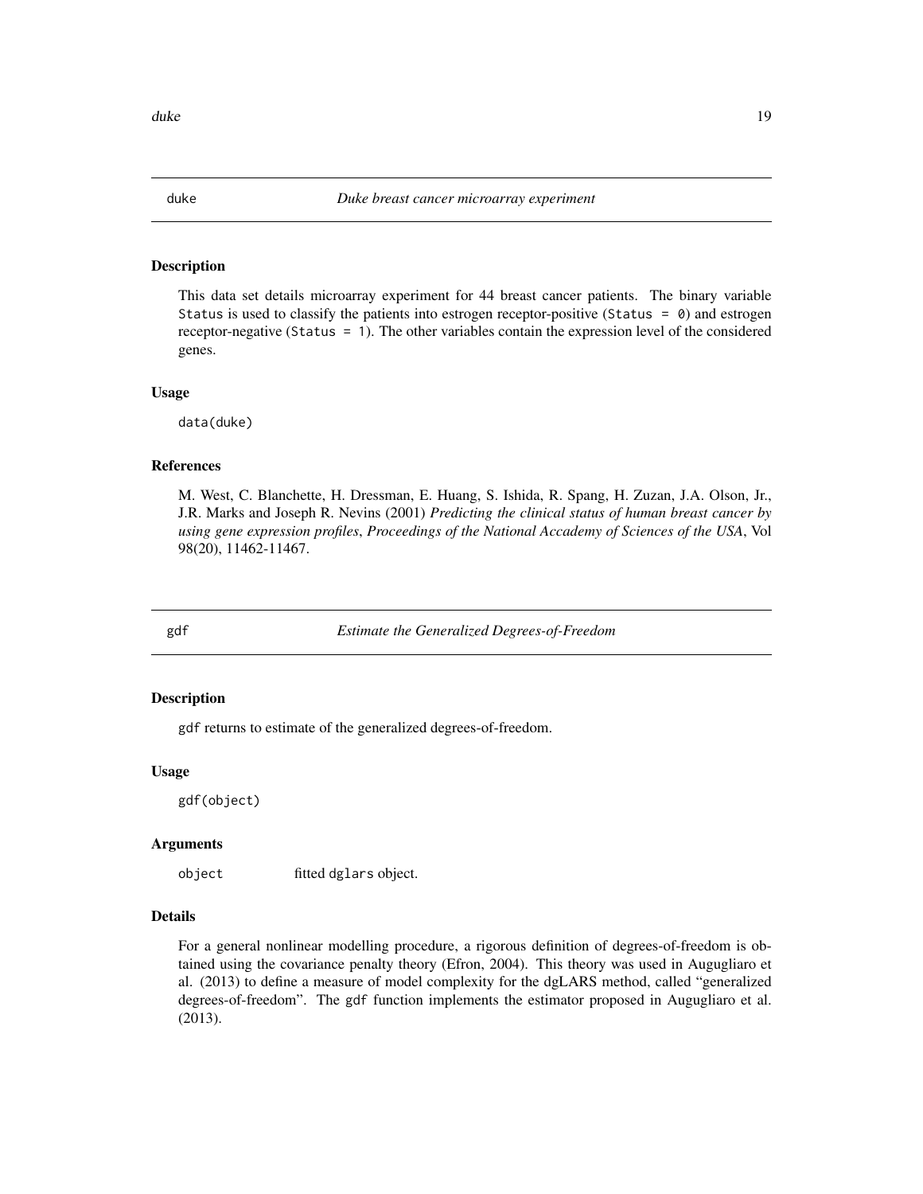## duke — *Duke breast cancer microarray experiment*

### Description

This data set details microarray experiment for 44 breast cancer patients. The binary variable `Status` is used to classify the patients into estrogen receptor-positive (`Status = 0`) and estrogen receptor-negative (`Status = 1`). The other variables contain the expression level of the considered genes.

### Usage

```
data(duke)
```

### References

M. West, C. Blanchette, H. Dressman, E. Huang, S. Ishida, R. Spang, H. Zuzan, J.A. Olson, Jr., J.R. Marks and Joseph R. Nevins (2001) *Predicting the clinical status of human breast cancer by using gene expression profiles*, *Proceedings of the National Accademy of Sciences of the USA*, Vol 98(20), 11462-11467.

## gdf — *Estimate the Generalized Degrees-of-Freedom*

### Description

`gdf` returns to estimate of the generalized degrees-of-freedom.

### Usage

```
gdf(object)
```

### Arguments

| | |
|---|---|
| `object` | fitted `dglars` object. |

### Details

For a general nonlinear modelling procedure, a rigorous definition of degrees-of-freedom is obtained using the covariance penalty theory (Efron, 2004). This theory was used in Augugliaro et al. (2013) to define a measure of model complexity for the dgLARS method, called "generalized degrees-of-freedom". The `gdf` function implements the estimator proposed in Augugliaro et al. (2013).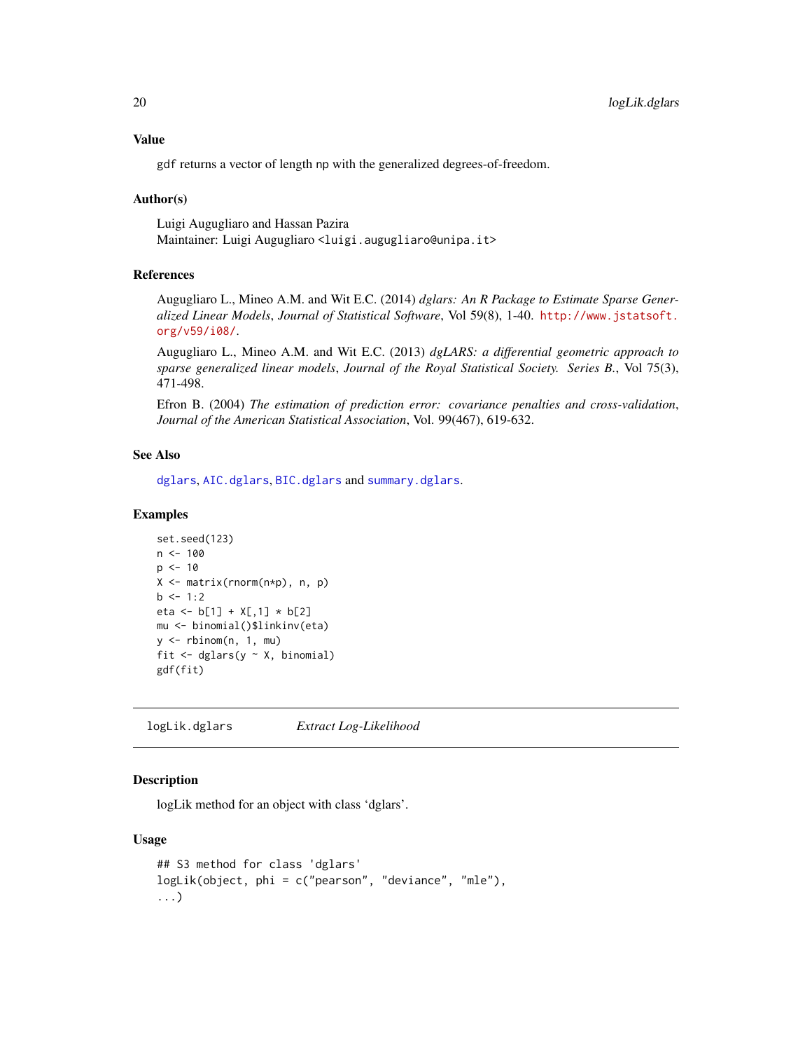## Value

`gdf` returns a vector of length `np` with the generalized degrees-of-freedom.

## Author(s)

Luigi Augugliaro and Hassan Pazira
Maintainer: Luigi Augugliaro <luigi.augugliaro@unipa.it>

## References

Augugliaro L., Mineo A.M. and Wit E.C. (2014) *dglars: An R Package to Estimate Sparse Generalized Linear Models*, *Journal of Statistical Software*, Vol 59(8), 1-40. http://www.jstatsoft.org/v59/i08/.

Augugliaro L., Mineo A.M. and Wit E.C. (2013) *dgLARS: a differential geometric approach to sparse generalized linear models*, *Journal of the Royal Statistical Society. Series B.*, Vol 75(3), 471-498.

Efron B. (2004) *The estimation of prediction error: covariance penalties and cross-validation*, *Journal of the American Statistical Association*, Vol. 99(467), 619-632.

## See Also

dglars, AIC.dglars, BIC.dglars and summary.dglars.

## Examples

```
set.seed(123)
n <- 100
p <- 10
X <- matrix(rnorm(n*p), n, p)
b <- 1:2
eta <- b[1] + X[,1] * b[2]
mu <- binomial()$linkinv(eta)
y <- rbinom(n, 1, mu)
fit <- dglars(y ~ X, binomial)
gdf(fit)
```

---

# logLik.dglars *Extract Log-Likelihood*

## Description

logLik method for an object with class 'dglars'.

## Usage

```
## S3 method for class 'dglars'
logLik(object, phi = c("pearson", "deviance", "mle"),
...)
```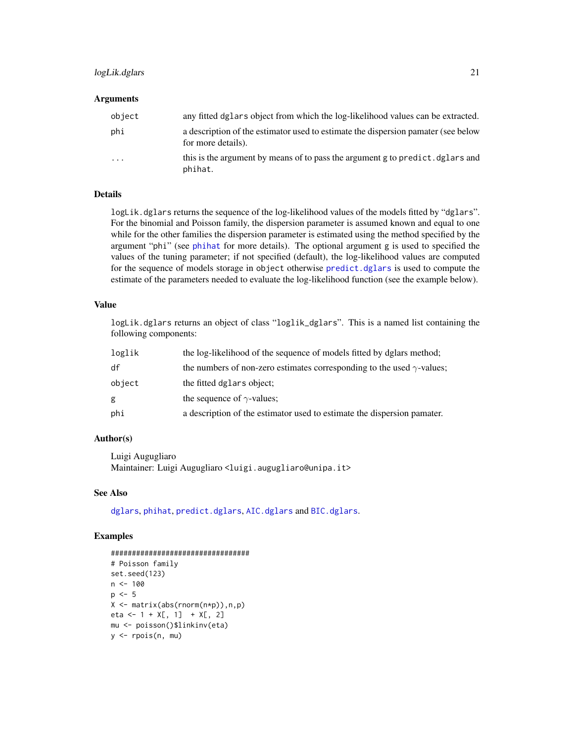### Arguments

| | |
|---|---|
| object | any fitted dglars object from which the log-likelihood values can be extracted. |
| phi | a description of the estimator used to estimate the dispersion pamater (see below for more details). |
| ... | this is the argument by means of to pass the argument g to predict.dglars and phihat. |

### Details

logLik.dglars returns the sequence of the log-likelihood values of the models fitted by "dglars". For the binomial and Poisson family, the dispersion parameter is assumed known and equal to one while for the other families the dispersion parameter is estimated using the method specified by the argument "phi" (see phihat for more details). The optional argument g is used to specified the values of the tuning parameter; if not specified (default), the log-likelihood values are computed for the sequence of models storage in object otherwise predict.dglars is used to compute the estimate of the parameters needed to evaluate the log-likelihood function (see the example below).

### Value

logLik.dglars returns an object of class "loglik_dglars". This is a named list containing the following components:

| | |
|---|---|
| loglik | the log-likelihood of the sequence of models fitted by dglars method; |
| df | the numbers of non-zero estimates corresponding to the used $\gamma$-values; |
| object | the fitted dglars object; |
| g | the sequence of $\gamma$-values; |
| phi | a description of the estimator used to estimate the dispersion pamater. |

### Author(s)

Luigi Augugliaro
Maintainer: Luigi Augugliaro <luigi.augugliaro@unipa.it>

### See Also

dglars, phihat, predict.dglars, AIC.dglars and BIC.dglars.

### Examples

```
#################################
# Poisson family
set.seed(123)
n <- 100
p <- 5
X <- matrix(abs(rnorm(n*p)),n,p)
eta <- 1 + X[, 1]  + X[, 2]
mu <- poisson()$linkinv(eta)
y <- rpois(n, mu)
```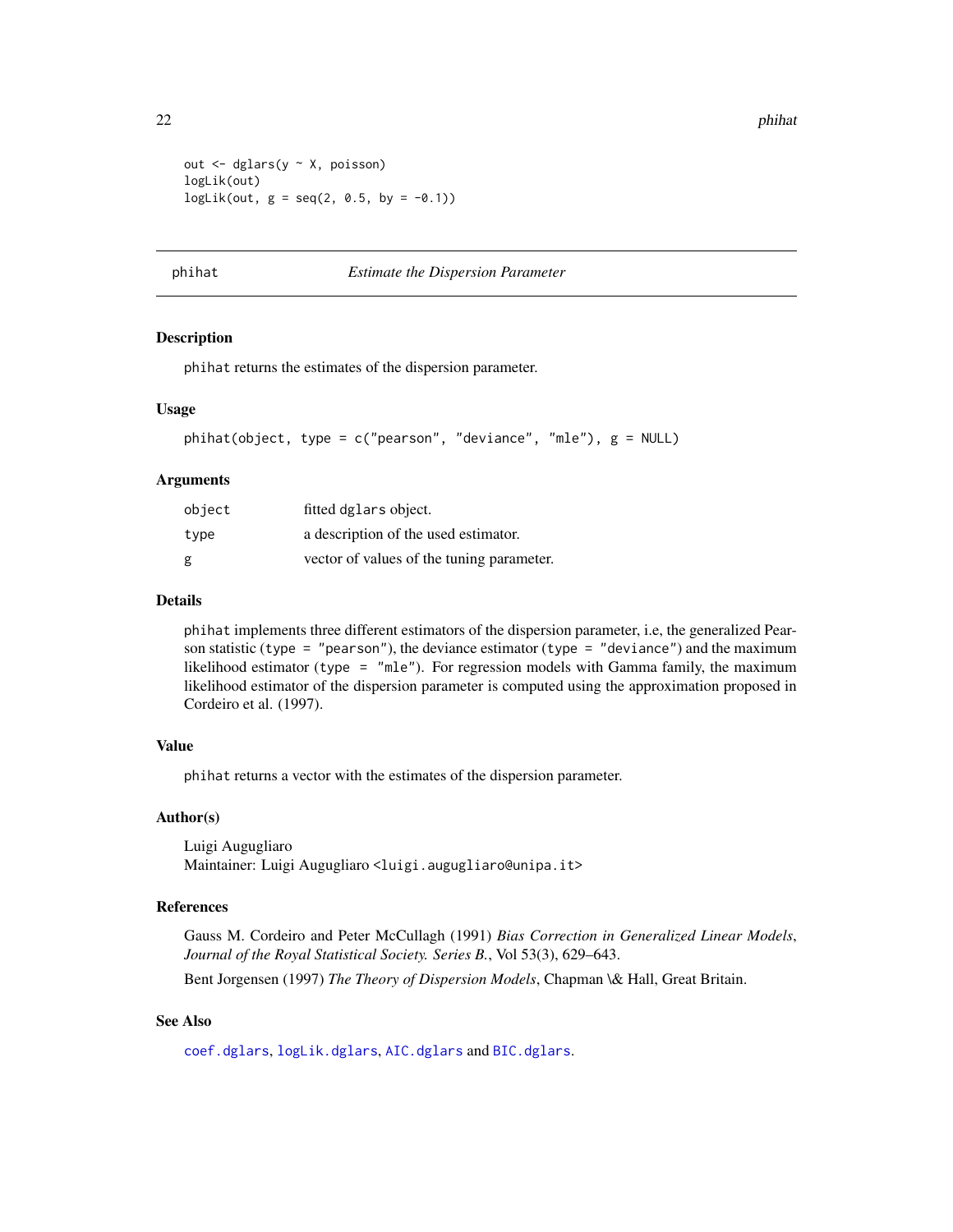```
out <- dglars(y ~ X, poisson)
logLik(out)
logLik(out, g = seq(2, 0.5, by = -0.1))
```

---

## phihat — *Estimate the Dispersion Parameter*

### Description

phihat returns the estimates of the dispersion parameter.

### Usage

```
phihat(object, type = c("pearson", "deviance", "mle"), g = NULL)
```

### Arguments

| | |
|---|---|
| object | fitted dglars object. |
| type | a description of the used estimator. |
| g | vector of values of the tuning parameter. |

### Details

phihat implements three different estimators of the dispersion parameter, i.e, the generalized Pearson statistic (type = "pearson"), the deviance estimator (type = "deviance") and the maximum likelihood estimator (type = "mle"). For regression models with Gamma family, the maximum likelihood estimator of the dispersion parameter is computed using the approximation proposed in Cordeiro et al. (1997).

### Value

phihat returns a vector with the estimates of the dispersion parameter.

### Author(s)

Luigi Augugliaro
Maintainer: Luigi Augugliaro <luigi.augugliaro@unipa.it>

### References

Gauss M. Cordeiro and Peter McCullagh (1991) *Bias Correction in Generalized Linear Models*, *Journal of the Royal Statistical Society. Series B.*, Vol 53(3), 629–643.

Bent Jorgensen (1997) *The Theory of Dispersion Models*, Chapman \& Hall, Great Britain.

### See Also

coef.dglars, logLik.dglars, AIC.dglars and BIC.dglars.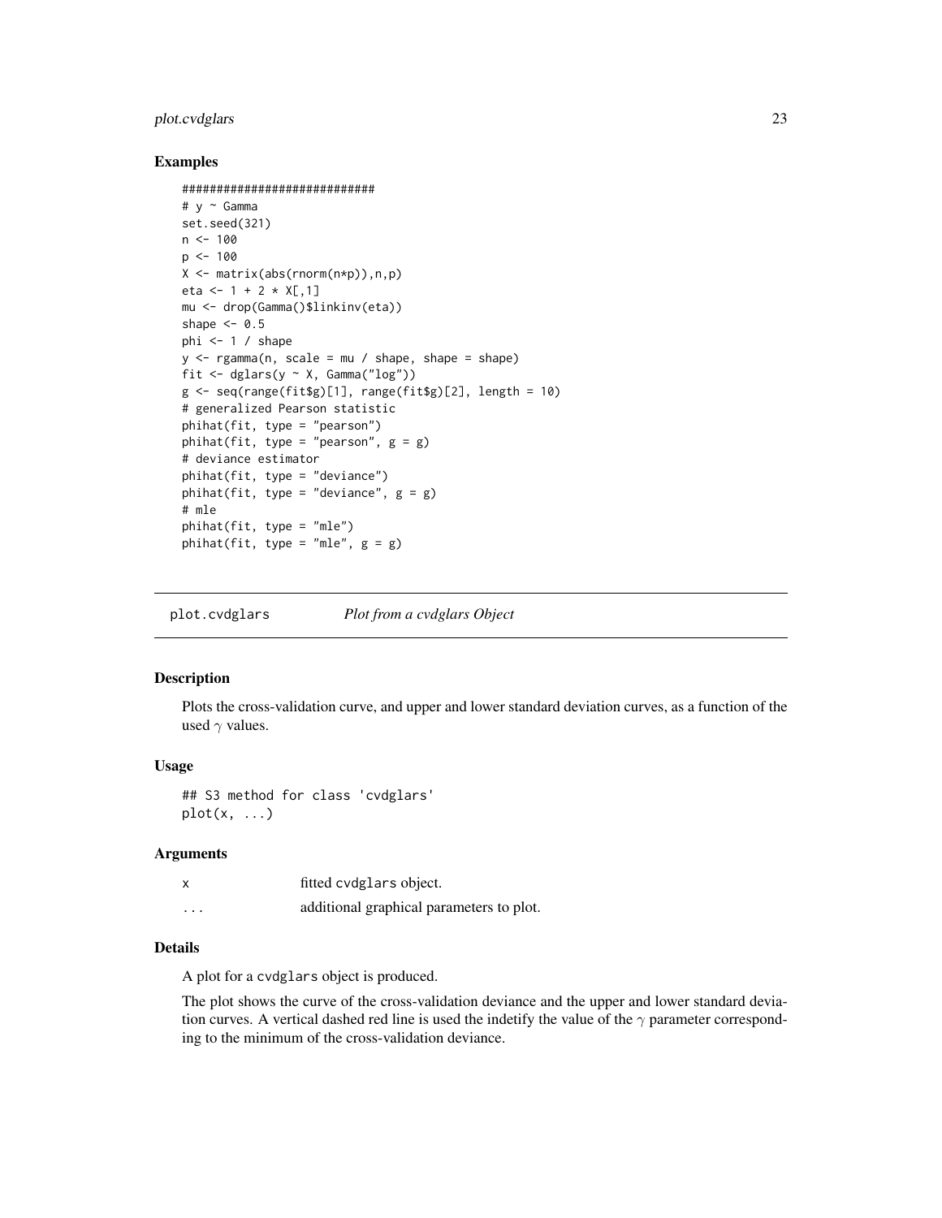## Examples

```
############################
# y ~ Gamma
set.seed(321)
n <- 100
p <- 100
X <- matrix(abs(rnorm(n*p)),n,p)
eta <- 1 + 2 * X[,1]
mu <- drop(Gamma()$linkinv(eta))
shape <- 0.5
phi <- 1 / shape
y <- rgamma(n, scale = mu / shape, shape = shape)
fit <- dglars(y ~ X, Gamma("log"))
g <- seq(range(fit$g)[1], range(fit$g)[2], length = 10)
# generalized Pearson statistic
phihat(fit, type = "pearson")
phihat(fit, type = "pearson", g = g)
# deviance estimator
phihat(fit, type = "deviance")
phihat(fit, type = "deviance", g = g)
# mle
phihat(fit, type = "mle")
phihat(fit, type = "mle", g = g)
```

---

# plot.cvdglars *Plot from a cvdglars Object*

---

## Description

Plots the cross-validation curve, and upper and lower standard deviation curves, as a function of the used $\gamma$ values.

## Usage

```
## S3 method for class 'cvdglars'
plot(x, ...)
```

## Arguments

| | |
|---|---|
| x | fitted cvdglars object. |
| ... | additional graphical parameters to plot. |

## Details

A plot for a cvdglars object is produced.

The plot shows the curve of the cross-validation deviance and the upper and lower standard deviation curves. A vertical dashed red line is used the indetify the value of the $\gamma$ parameter corresponding to the minimum of the cross-validation deviance.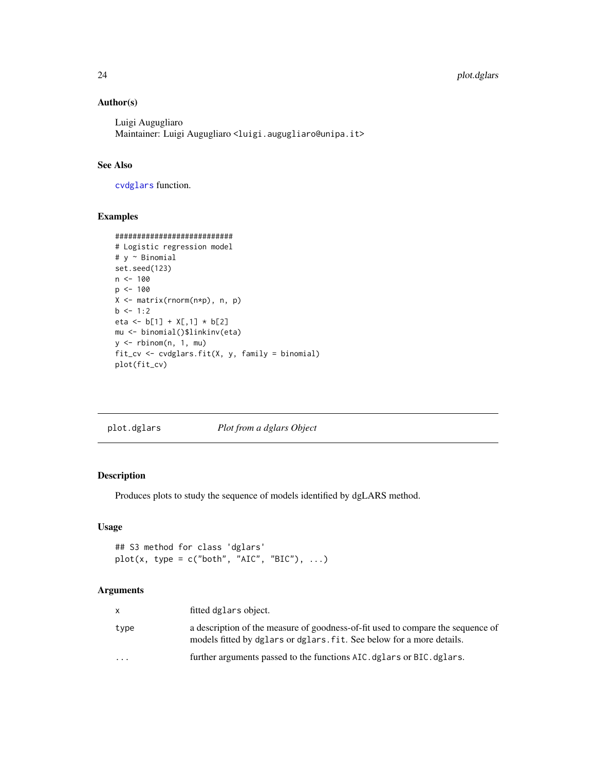### Author(s)

Luigi Augugliaro
Maintainer: Luigi Augugliaro <luigi.augugliaro@unipa.it>

### See Also

`cvdglars` function.

### Examples

```
###########################
# Logistic regression model
# y ~ Binomial
set.seed(123)
n <- 100
p <- 100
X <- matrix(rnorm(n*p), n, p)
b <- 1:2
eta <- b[1] + X[,1] * b[2]
mu <- binomial()$linkinv(eta)
y <- rbinom(n, 1, mu)
fit_cv <- cvdglars.fit(X, y, family = binomial)
plot(fit_cv)
```

---

## plot.dglars    *Plot from a dglars Object*

---

### Description

Produces plots to study the sequence of models identified by dgLARS method.

### Usage

```
## S3 method for class 'dglars'
plot(x, type = c("both", "AIC", "BIC"), ...)
```

### Arguments

| | |
|---|---|
| x | fitted `dglars` object. |
| type | a description of the measure of goodness-of-fit used to compare the sequence of models fitted by `dglars` or `dglars.fit`. See below for a more details. |
| ... | further arguments passed to the functions `AIC.dglars` or `BIC.dglars`. |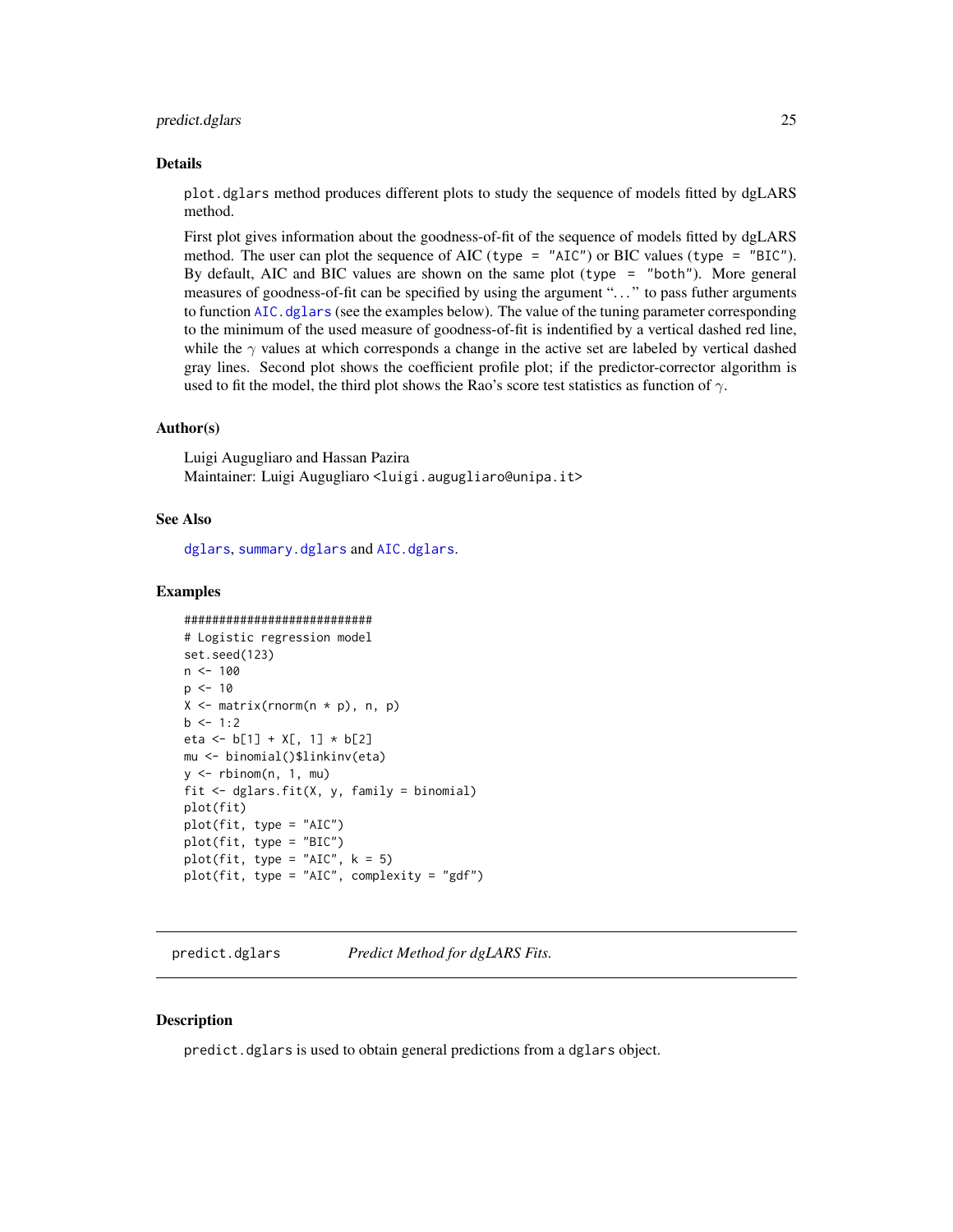## Details

`plot.dglars` method produces different plots to study the sequence of models fitted by dgLARS method.

First plot gives information about the goodness-of-fit of the sequence of models fitted by dgLARS method. The user can plot the sequence of AIC (`type = "AIC"`) or BIC values (`type = "BIC"`). By default, AIC and BIC values are shown on the same plot (`type = "both"`). More general measures of goodness-of-fit can be specified by using the argument "..." to pass futher arguments to function `AIC.dglars` (see the examples below). The value of the tuning parameter corresponding to the minimum of the used measure of goodness-of-fit is indentified by a vertical dashed red line, while the $\gamma$ values at which corresponds a change in the active set are labeled by vertical dashed gray lines. Second plot shows the coefficient profile plot; if the predictor-corrector algorithm is used to fit the model, the third plot shows the Rao's score test statistics as function of $\gamma$.

## Author(s)

Luigi Augugliaro and Hassan Pazira
Maintainer: Luigi Augugliaro <luigi.augugliaro@unipa.it>

## See Also

`dglars`, `summary.dglars` and `AIC.dglars`.

## Examples

```
###########################
# Logistic regression model
set.seed(123)
n <- 100
p <- 10
X <- matrix(rnorm(n * p), n, p)
b <- 1:2
eta <- b[1] + X[, 1] * b[2]
mu <- binomial()$linkinv(eta)
y <- rbinom(n, 1, mu)
fit <- dglars.fit(X, y, family = binomial)
plot(fit)
plot(fit, type = "AIC")
plot(fit, type = "BIC")
plot(fit, type = "AIC", k = 5)
plot(fit, type = "AIC", complexity = "gdf")
```

---

# predict.dglars — *Predict Method for dgLARS Fits.*

---

## Description

`predict.dglars` is used to obtain general predictions from a `dglars` object.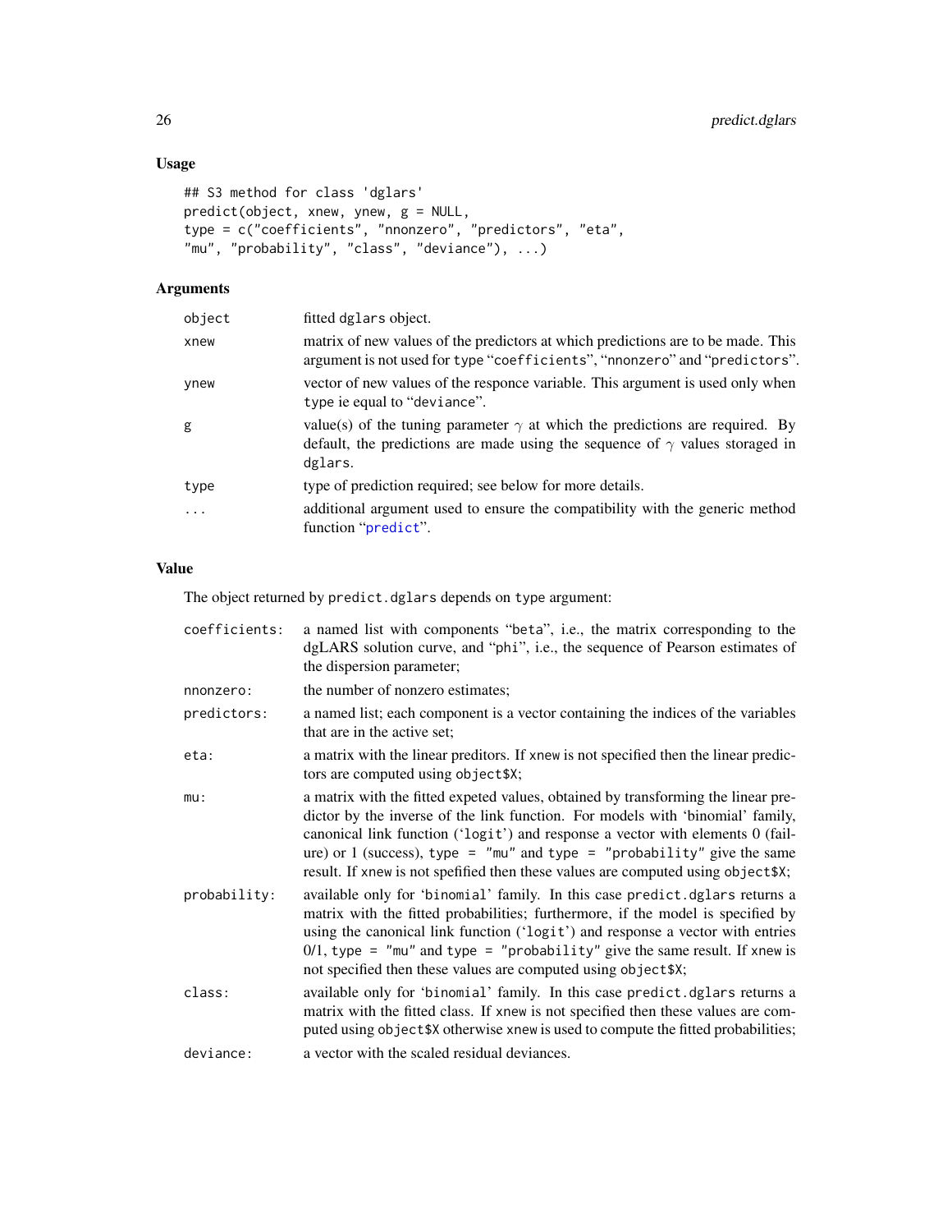## Usage

```
## S3 method for class 'dglars'
predict(object, xnew, ynew, g = NULL,
type = c("coefficients", "nnonzero", "predictors", "eta",
"mu", "probability", "class", "deviance"), ...)
```

## Arguments

| | |
|---|---|
| `object` | fitted `dglars` object. |
| `xnew` | matrix of new values of the predictors at which predictions are to be made. This argument is not used for `type` "`coefficients`", "`nnonzero`" and "`predictors`". |
| `ynew` | vector of new values of the responce variable. This argument is used only when `type` ie equal to "`deviance`". |
| `g` | value(s) of the tuning parameter $\gamma$ at which the predictions are required. By default, the predictions are made using the sequence of $\gamma$ values storaged in `dglars`. |
| `type` | type of prediction required; see below for more details. |
| `...` | additional argument used to ensure the compatibility with the generic method function "`predict`". |

## Value

The object returned by `predict.dglars` depends on `type` argument:

| | |
|---|---|
| `coefficients:` | a named list with components "beta", i.e., the matrix corresponding to the dgLARS solution curve, and "phi", i.e., the sequence of Pearson estimates of the dispersion parameter; |
| `nnonzero:` | the number of nonzero estimates; |
| `predictors:` | a named list; each component is a vector containing the indices of the variables that are in the active set; |
| `eta:` | a matrix with the linear preditors. If `xnew` is not specified then the linear predictors are computed using `object$X`; |
| `mu:` | a matrix with the fitted expeted values, obtained by transforming the linear predictor by the inverse of the link function. For models with 'binomial' family, canonical link function ('`logit`') and response a vector with elements 0 (failure) or 1 (success), `type = "mu"` and `type = "probability"` give the same result. If `xnew` is not spefified then these values are computed using `object$X`; |
| `probability:` | available only for '`binomial`' family. In this case `predict.dglars` returns a matrix with the fitted probabilities; furthermore, if the model is specified by using the canonical link function ('`logit`') and response a vector with entries 0/1, `type = "mu"` and `type = "probability"` give the same result. If `xnew` is not specified then these values are computed using `object$X`; |
| `class:` | available only for '`binomial`' family. In this case `predict.dglars` returns a matrix with the fitted class. If `xnew` is not specified then these values are computed using `object$X` otherwise `xnew` is used to compute the fitted probabilities; |
| `deviance:` | a vector with the scaled residual deviances. |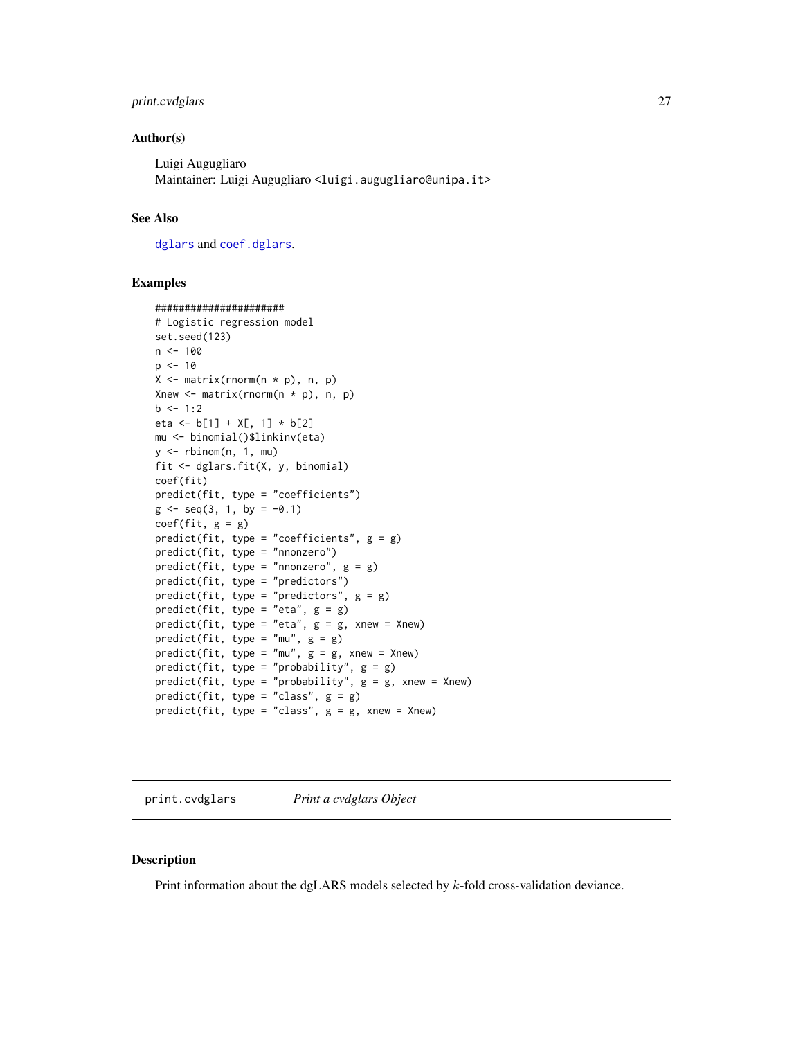### Author(s)

Luigi Augugliaro
Maintainer: Luigi Augugliaro <luigi.augugliaro@unipa.it>

### See Also

`dglars` and `coef.dglars`.

### Examples

```
######################
# Logistic regression model
set.seed(123)
n <- 100
p <- 10
X <- matrix(rnorm(n * p), n, p)
Xnew <- matrix(rnorm(n * p), n, p)
b <- 1:2
eta <- b[1] + X[, 1] * b[2]
mu <- binomial()$linkinv(eta)
y <- rbinom(n, 1, mu)
fit <- dglars.fit(X, y, binomial)
coef(fit)
predict(fit, type = "coefficients")
g <- seq(3, 1, by = -0.1)
coef(fit, g = g)
predict(fit, type = "coefficients", g = g)
predict(fit, type = "nnonzero")
predict(fit, type = "nnonzero", g = g)
predict(fit, type = "predictors")
predict(fit, type = "predictors", g = g)
predict(fit, type = "eta", g = g)
predict(fit, type = "eta", g = g, xnew = Xnew)
predict(fit, type = "mu", g = g)
predict(fit, type = "mu", g = g, xnew = Xnew)
predict(fit, type = "probability", g = g)
predict(fit, type = "probability", g = g, xnew = Xnew)
predict(fit, type = "class", g = g)
predict(fit, type = "class", g = g, xnew = Xnew)
```

---

## `print.cvdglars` *Print a cvdglars Object*

---

### Description

Print information about the dgLARS models selected by $k$-fold cross-validation deviance.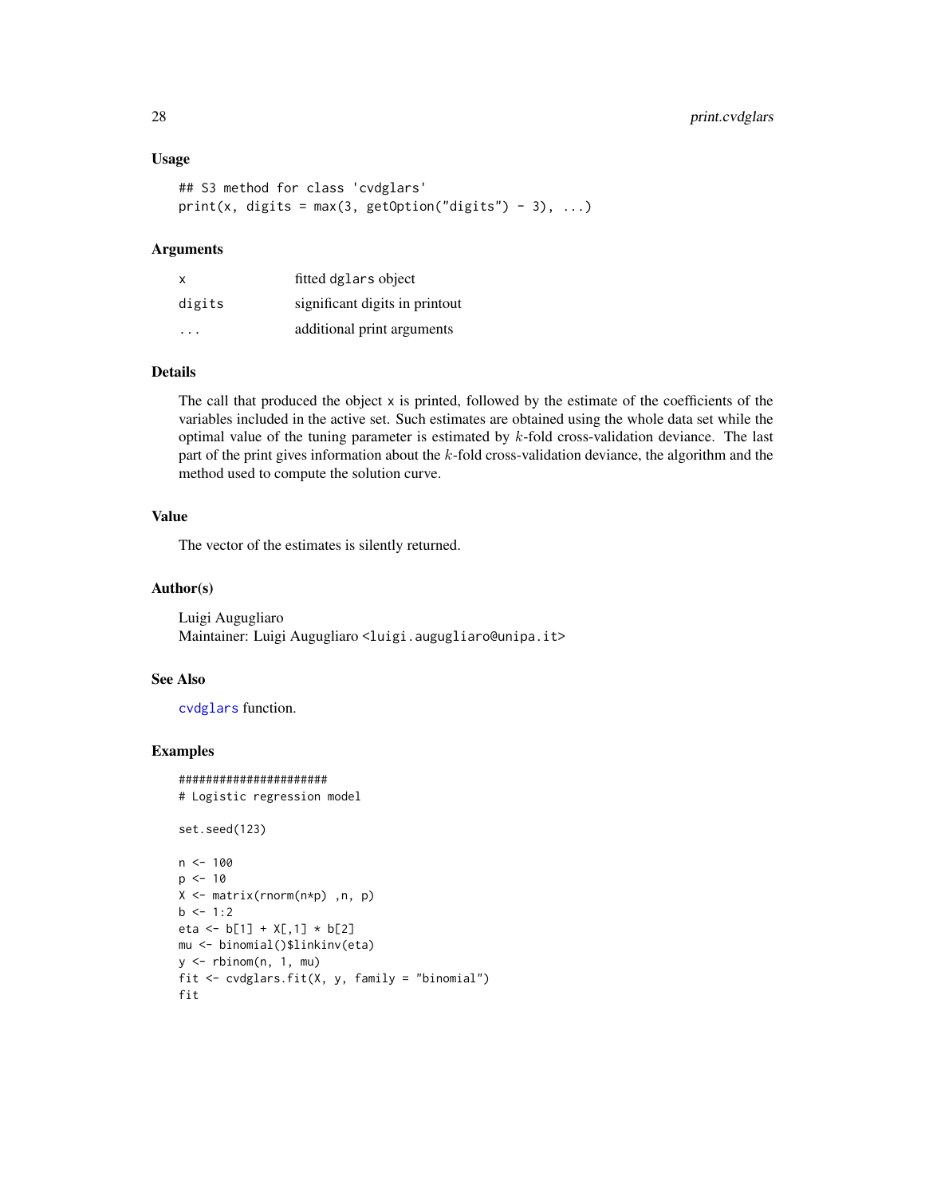## Usage

```
## S3 method for class 'cvdglars'
print(x, digits = max(3, getOption("digits") - 3), ...)
```

## Arguments

| | |
|---|---|
| x | fitted dglars object |
| digits | significant digits in printout |
| ... | additional print arguments |

## Details

The call that produced the object x is printed, followed by the estimate of the coefficients of the variables included in the active set. Such estimates are obtained using the whole data set while the optimal value of the tuning parameter is estimated by $k$-fold cross-validation deviance. The last part of the print gives information about the $k$-fold cross-validation deviance, the algorithm and the method used to compute the solution curve.

## Value

The vector of the estimates is silently returned.

## Author(s)

Luigi Augugliaro
Maintainer: Luigi Augugliaro <luigi.augugliaro@unipa.it>

## See Also

cvdglars function.

## Examples

```
######################
# Logistic regression model

set.seed(123)

n <- 100
p <- 10
X <- matrix(rnorm(n*p) ,n, p)
b <- 1:2
eta <- b[1] + X[,1] * b[2]
mu <- binomial()$linkinv(eta)
y <- rbinom(n, 1, mu)
fit <- cvdglars.fit(X, y, family = "binomial")
fit
```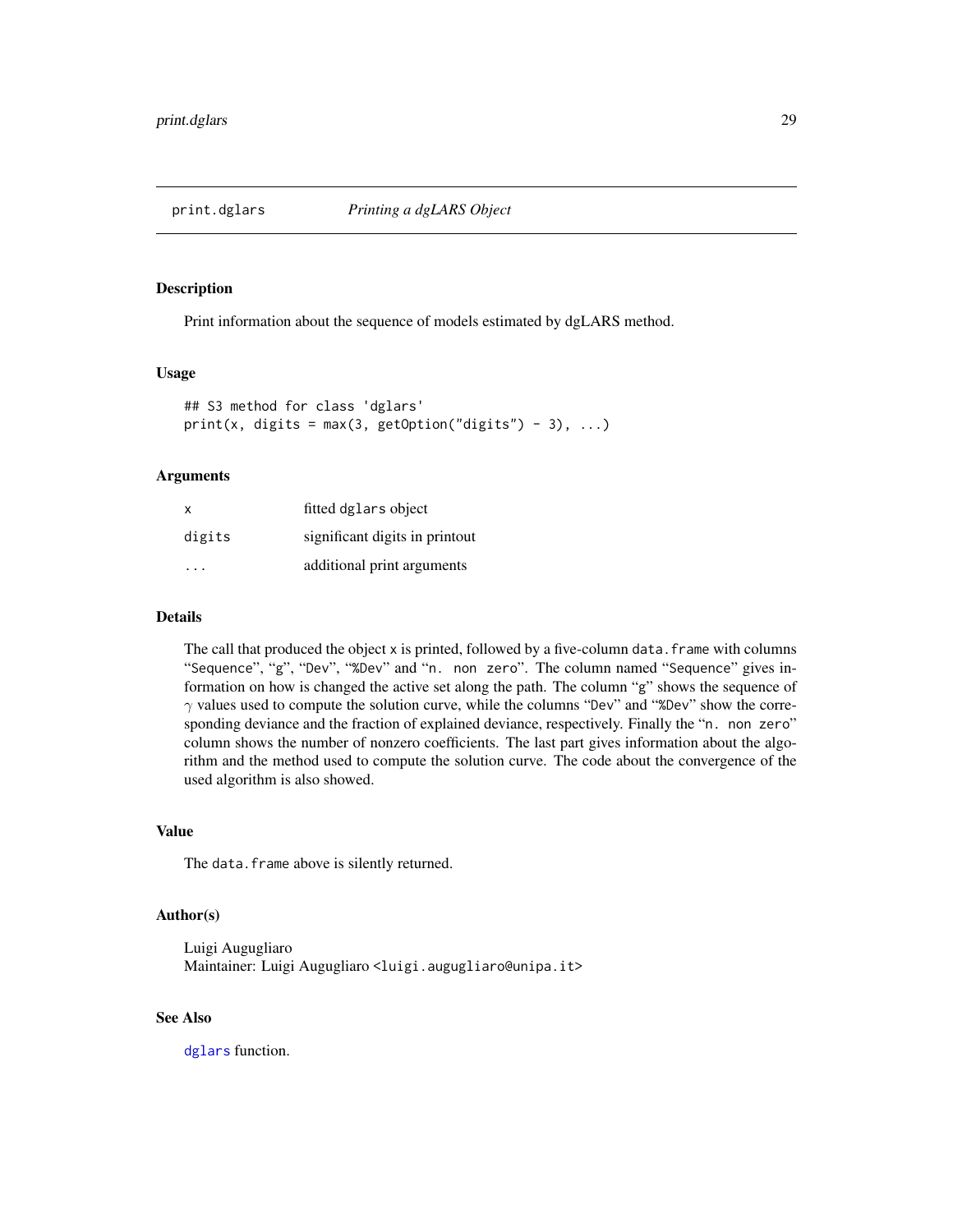## print.dglars *Printing a dgLARS Object*

### Description

Print information about the sequence of models estimated by dgLARS method.

### Usage

```
## S3 method for class 'dglars'
print(x, digits = max(3, getOption("digits") - 3), ...)
```

### Arguments

| | |
|---|---|
| x | fitted dglars object |
| digits | significant digits in printout |
| ... | additional print arguments |

### Details

The call that produced the object x is printed, followed by a five-column data.frame with columns "Sequence", "g", "Dev", "%Dev" and "n. non zero". The column named "Sequence" gives information on how is changed the active set along the path. The column "g" shows the sequence of $\gamma$ values used to compute the solution curve, while the columns "Dev" and "%Dev" show the corresponding deviance and the fraction of explained deviance, respectively. Finally the "n. non zero" column shows the number of nonzero coefficients. The last part gives information about the algorithm and the method used to compute the solution curve. The code about the convergence of the used algorithm is also showed.

### Value

The data.frame above is silently returned.

### Author(s)

Luigi Augugliaro
Maintainer: Luigi Augugliaro <luigi.augugliaro@unipa.it>

### See Also

dglars function.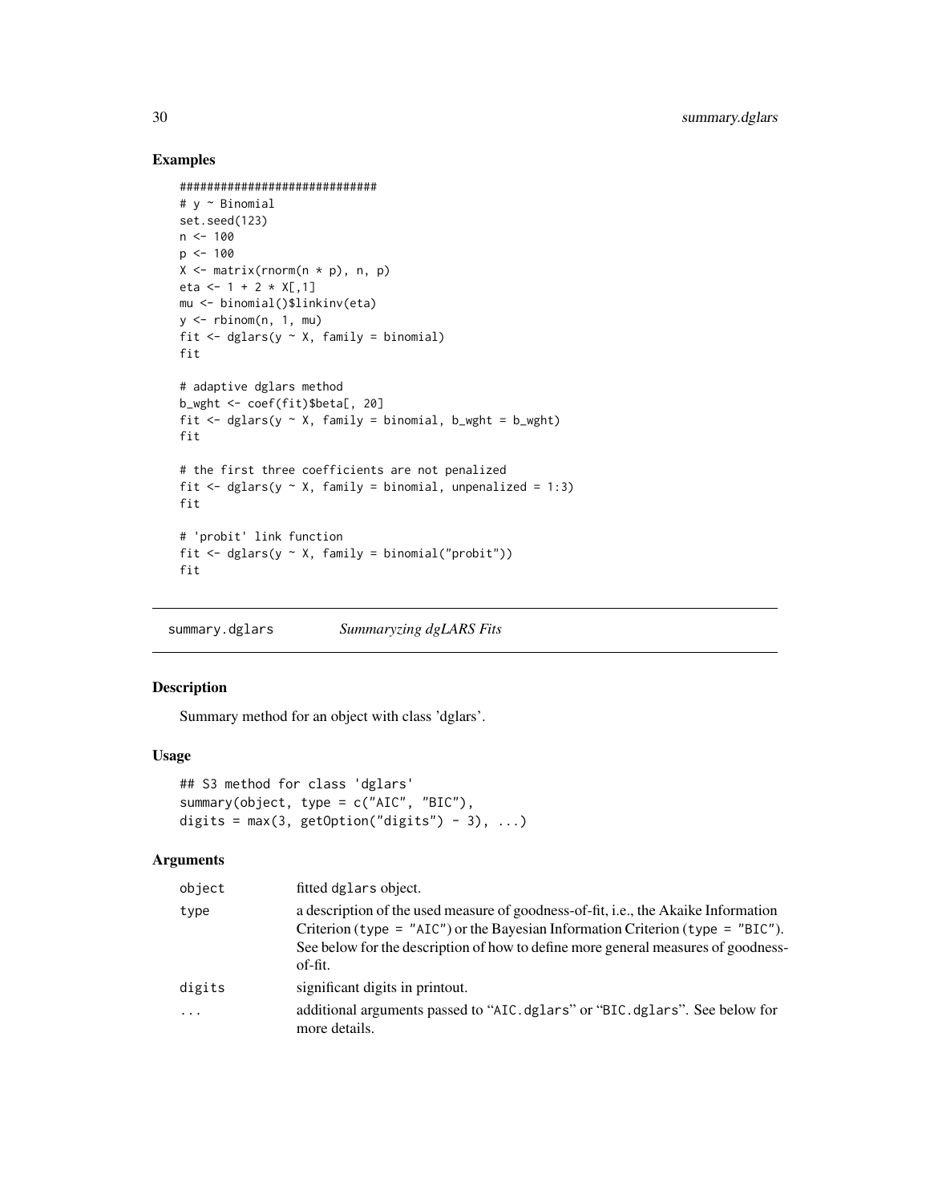## Examples

```
#############################
# y ~ Binomial
set.seed(123)
n <- 100
p <- 100
X <- matrix(rnorm(n * p), n, p)
eta <- 1 + 2 * X[,1]
mu <- binomial()$linkinv(eta)
y <- rbinom(n, 1, mu)
fit <- dglars(y ~ X, family = binomial)
fit

# adaptive dglars method
b_wght <- coef(fit)$beta[, 20]
fit <- dglars(y ~ X, family = binomial, b_wght = b_wght)
fit

# the first three coefficients are not penalized
fit <- dglars(y ~ X, family = binomial, unpenalized = 1:3)
fit

# 'probit' link function
fit <- dglars(y ~ X, family = binomial("probit"))
fit
```

---

# summary.dglars    *Summaryzing dgLARS Fits*

---

## Description

Summary method for an object with class 'dglars'.

## Usage

```
## S3 method for class 'dglars'
summary(object, type = c("AIC", "BIC"),
digits = max(3, getOption("digits") - 3), ...)
```

## Arguments

| | |
|---|---|
| object | fitted `dglars` object. |
| type | a description of the used measure of goodness-of-fit, i.e., the Akaike Information Criterion (`type = "AIC"`) or the Bayesian Information Criterion (`type = "BIC"`). See below for the description of how to define more general measures of goodness-of-fit. |
| digits | significant digits in printout. |
| ... | additional arguments passed to "`AIC.dglars`" or "`BIC.dglars`". See below for more details. |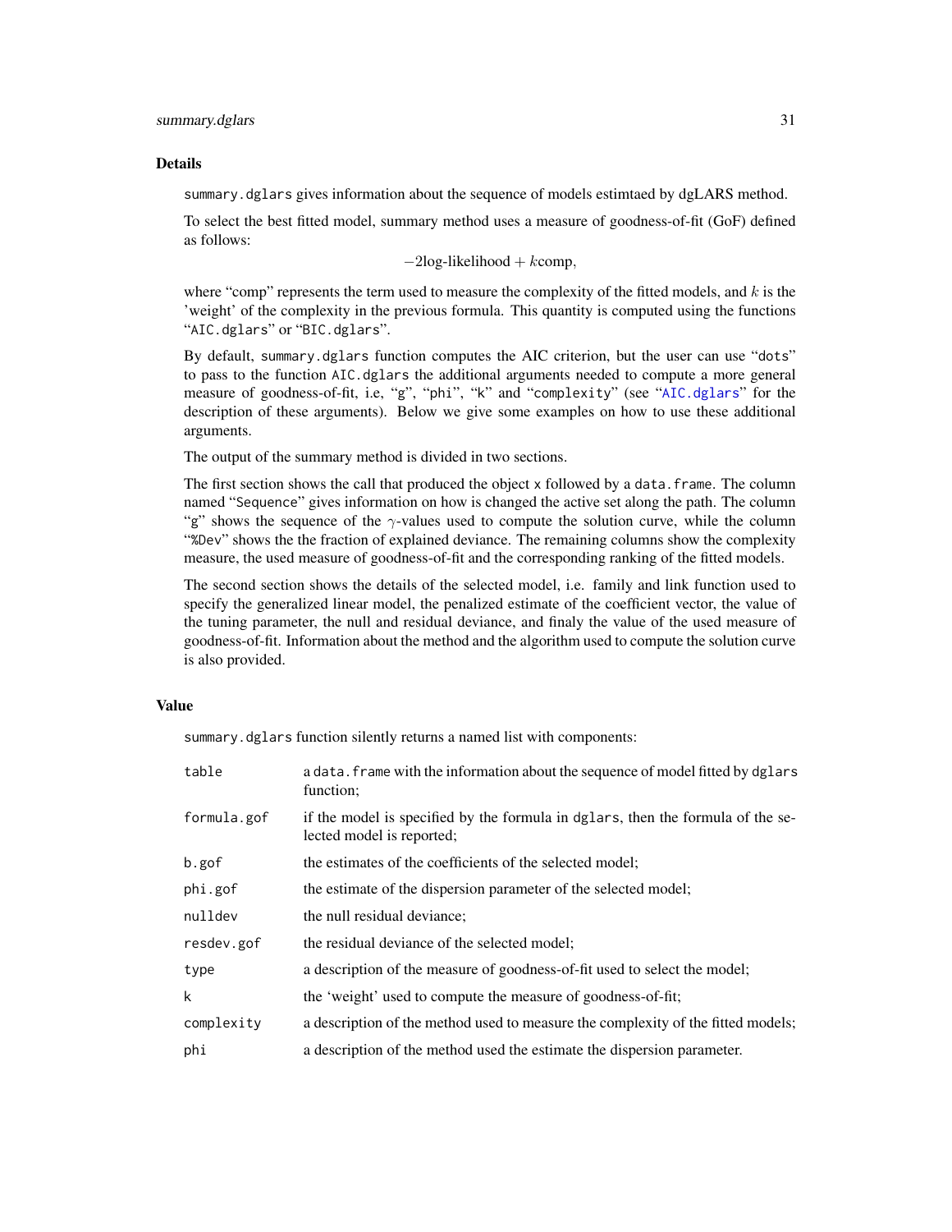### Details

`summary.dglars` gives information about the sequence of models estimtaed by dgLARS method.

To select the best fitted model, summary method uses a measure of goodness-of-fit (GoF) defined as follows:

$$-2\text{log-likelihood} + k\text{comp},$$

where "comp" represents the term used to measure the complexity of the fitted models, and $k$ is the 'weight' of the complexity in the previous formula. This quantity is computed using the functions "`AIC.dglars`" or "`BIC.dglars`".

By default, `summary.dglars` function computes the AIC criterion, but the user can use "`dots`" to pass to the function `AIC.dglars` the additional arguments needed to compute a more general measure of goodness-of-fit, i.e, "`g`", "`phi`", "`k`" and "`complexity`" (see "`AIC.dglars`" for the description of these arguments). Below we give some examples on how to use these additional arguments.

The output of the summary method is divided in two sections.

The first section shows the call that produced the object `x` followed by a `data.frame`. The column named "`Sequence`" gives information on how is changed the active set along the path. The column "`g`" shows the sequence of the $\gamma$-values used to compute the solution curve, while the column "`%Dev`" shows the the fraction of explained deviance. The remaining columns show the complexity measure, the used measure of goodness-of-fit and the corresponding ranking of the fitted models.

The second section shows the details of the selected model, i.e. family and link function used to specify the generalized linear model, the penalized estimate of the coefficient vector, the value of the tuning parameter, the null and residual deviance, and finaly the value of the used measure of goodness-of-fit. Information about the method and the algorithm used to compute the solution curve is also provided.

### Value

`summary.dglars` function silently returns a named list with components:

| | |
|---|---|
| `table` | a `data.frame` with the information about the sequence of model fitted by `dglars` function; |
| `formula.gof` | if the model is specified by the formula in `dglars`, then the formula of the selected model is reported; |
| `b.gof` | the estimates of the coefficients of the selected model; |
| `phi.gof` | the estimate of the dispersion parameter of the selected model; |
| `nulldev` | the null residual deviance; |
| `resdev.gof` | the residual deviance of the selected model; |
| `type` | a description of the measure of goodness-of-fit used to select the model; |
| `k` | the 'weight' used to compute the measure of goodness-of-fit; |
| `complexity` | a description of the method used to measure the complexity of the fitted models; |
| `phi` | a description of the method used the estimate the dispersion parameter. |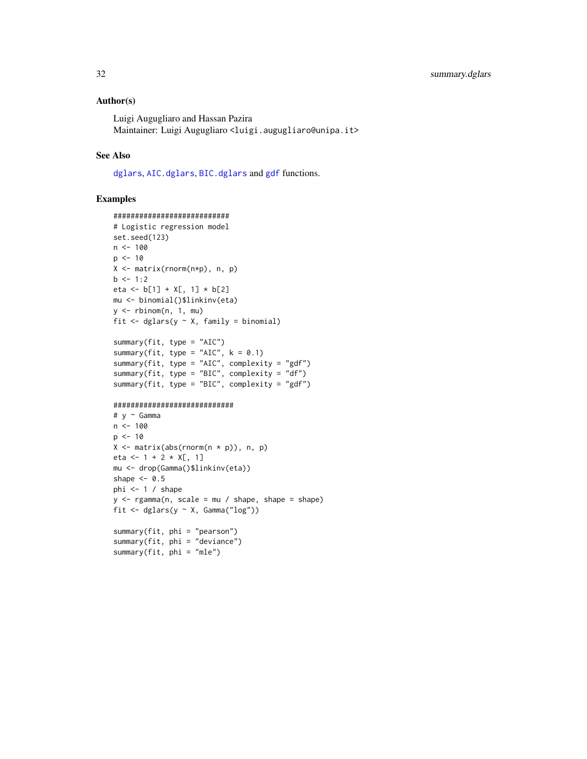## Author(s)

Luigi Augugliaro and Hassan Pazira
Maintainer: Luigi Augugliaro <luigi.augugliaro@unipa.it>

## See Also

dglars, AIC.dglars, BIC.dglars and gdf functions.

## Examples

```
###########################
# Logistic regression model
set.seed(123)
n <- 100
p <- 10
X <- matrix(rnorm(n*p), n, p)
b <- 1:2
eta <- b[1] + X[, 1] * b[2]
mu <- binomial()$linkinv(eta)
y <- rbinom(n, 1, mu)
fit <- dglars(y ~ X, family = binomial)

summary(fit, type = "AIC")
summary(fit, type = "AIC", k = 0.1)
summary(fit, type = "AIC", complexity = "gdf")
summary(fit, type = "BIC", complexity = "df")
summary(fit, type = "BIC", complexity = "gdf")

############################
# y ~ Gamma
n <- 100
p <- 10
X <- matrix(abs(rnorm(n * p)), n, p)
eta <- 1 + 2 * X[, 1]
mu <- drop(Gamma()$linkinv(eta))
shape <- 0.5
phi <- 1 / shape
y <- rgamma(n, scale = mu / shape, shape = shape)
fit <- dglars(y ~ X, Gamma("log"))

summary(fit, phi = "pearson")
summary(fit, phi = "deviance")
summary(fit, phi = "mle")
```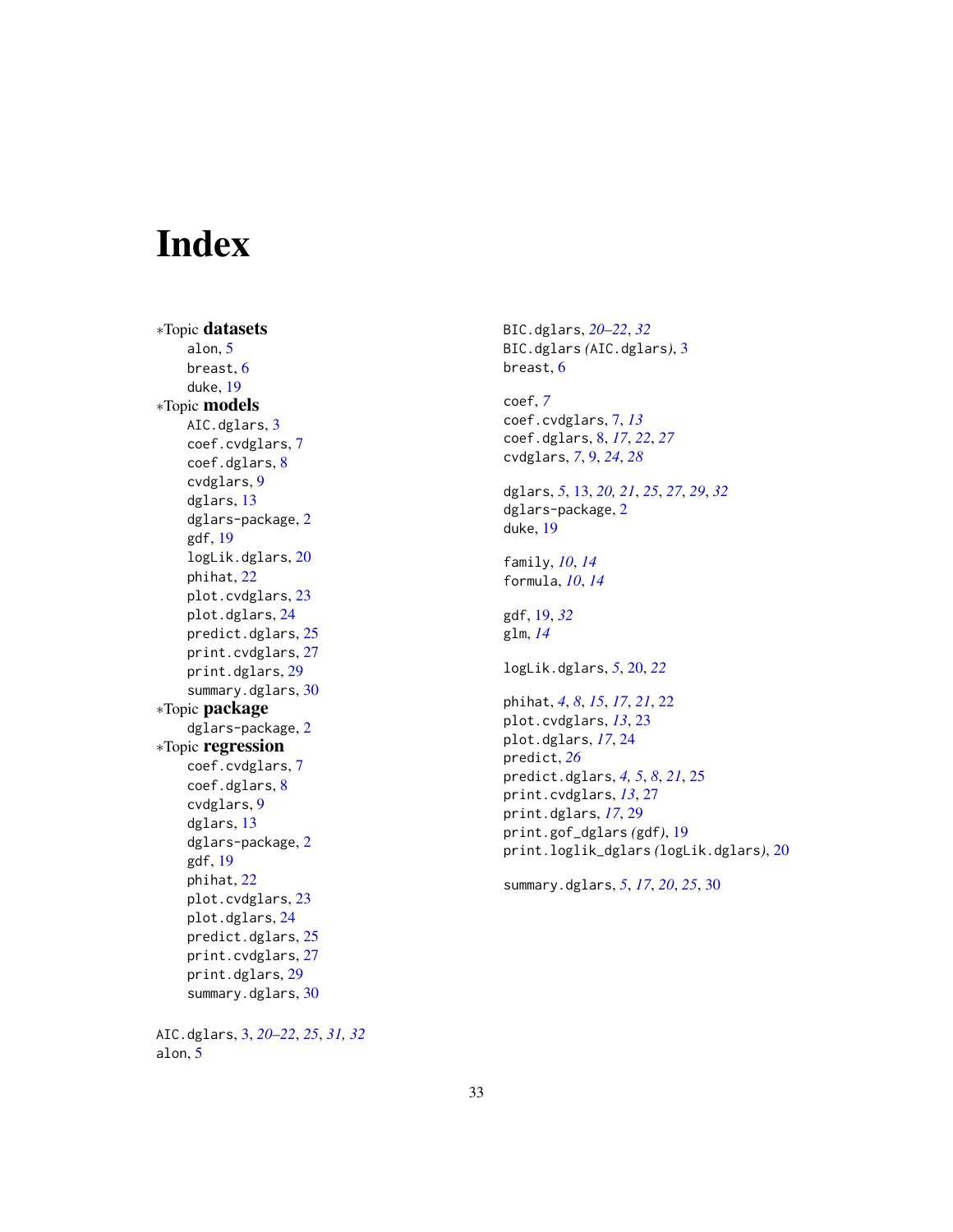# Index

*Topic **datasets**
- alon, 5
- breast, 6
- duke, 19

*Topic **models**
- AIC.dglars, 3
- coef.cvdglars, 7
- coef.dglars, 8
- cvdglars, 9
- dglars, 13
- dglars-package, 2
- gdf, 19
- logLik.dglars, 20
- phihat, 22
- plot.cvdglars, 23
- plot.dglars, 24
- predict.dglars, 25
- print.cvdglars, 27
- print.dglars, 29
- summary.dglars, 30

*Topic **package**
- dglars-package, 2

*Topic **regression**
- coef.cvdglars, 7
- coef.dglars, 8
- cvdglars, 9
- dglars, 13
- dglars-package, 2
- gdf, 19
- phihat, 22
- plot.cvdglars, 23
- plot.dglars, 24
- predict.dglars, 25
- print.cvdglars, 27
- print.dglars, 29
- summary.dglars, 30

AIC.dglars, 3, *20–22*, *25*, *31, 32*
alon, 5

BIC.dglars, *20–22*, *32*
BIC.dglars *(*AIC.dglars*)*, 3
breast, 6

coef, *7*
coef.cvdglars, 7, *13*
coef.dglars, 8, *17*, *22*, *27*
cvdglars, *7*, 9, *24*, *28*

dglars, *5*, 13, *20, 21*, *25*, *27*, *29*, *32*
dglars-package, 2
duke, 19

family, *10*, *14*
formula, *10*, *14*

gdf, 19, *32*
glm, *14*

logLik.dglars, *5*, 20, *22*

phihat, *4*, *8*, *15*, *17*, *21*, 22
plot.cvdglars, *13*, 23
plot.dglars, *17*, 24
predict, *26*
predict.dglars, *4, 5*, *8*, *21*, 25
print.cvdglars, *13*, 27
print.dglars, *17*, 29
print.gof_dglars *(*gdf*)*, 19
print.loglik_dglars *(*logLik.dglars*)*, 20

summary.dglars, *5*, *17*, *20*, *25*, 30